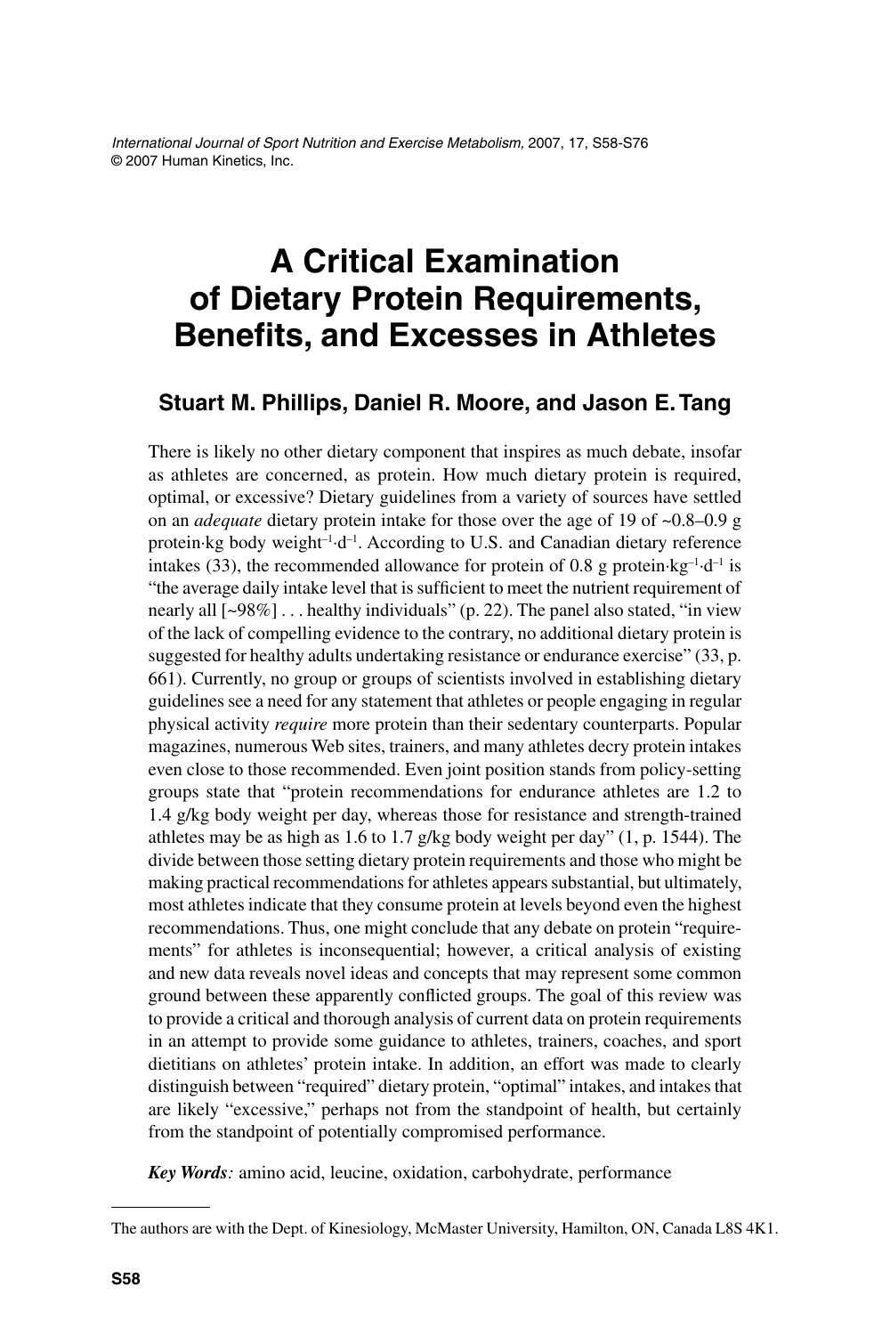# A Critical Examination of Dietary Protein Requirements, Benefits, and Excesses in Athletes

## Stuart M. Phillips, Daniel R. Moore, and Jason E. Tang

There is likely no other dietary component that inspires as much debate, insofar as athletes are concerned, as protein. How much dietary protein is required, optimal, or excessive? Dietary guidelines from a variety of sources have settled on an *adequate* dietary protein intake for those over the age of 19 of ~0.8–0.9 g protein·kg body weight$^{-1}$·d$^{-1}$. According to U.S. and Canadian dietary reference intakes (33), the recommended allowance for protein of 0.8 g protein·kg$^{-1}$·d$^{-1}$ is "the average daily intake level that is sufficient to meet the nutrient requirement of nearly all [~98%] . . . healthy individuals" (p. 22). The panel also stated, "in view of the lack of compelling evidence to the contrary, no additional dietary protein is suggested for healthy adults undertaking resistance or endurance exercise" (33, p. 661). Currently, no group or groups of scientists involved in establishing dietary guidelines see a need for any statement that athletes or people engaging in regular physical activity *require* more protein than their sedentary counterparts. Popular magazines, numerous Web sites, trainers, and many athletes decry protein intakes even close to those recommended. Even joint position stands from policy-setting groups state that "protein recommendations for endurance athletes are 1.2 to 1.4 g/kg body weight per day, whereas those for resistance and strength-trained athletes may be as high as 1.6 to 1.7 g/kg body weight per day" (1, p. 1544). The divide between those setting dietary protein requirements and those who might be making practical recommendations for athletes appears substantial, but ultimately, most athletes indicate that they consume protein at levels beyond even the highest recommendations. Thus, one might conclude that any debate on protein "requirements" for athletes is inconsequential; however, a critical analysis of existing and new data reveals novel ideas and concepts that may represent some common ground between these apparently conflicted groups. The goal of this review was to provide a critical and thorough analysis of current data on protein requirements in an attempt to provide some guidance to athletes, trainers, coaches, and sport dietitians on athletes' protein intake. In addition, an effort was made to clearly distinguish between "required" dietary protein, "optimal" intakes, and intakes that are likely "excessive," perhaps not from the standpoint of health, but certainly from the standpoint of potentially compromised performance.

***Key Words:*** amino acid, leucine, oxidation, carbohydrate, performance

---

The authors are with the Dept. of Kinesiology, McMaster University, Hamilton, ON, Canada L8S 4K1.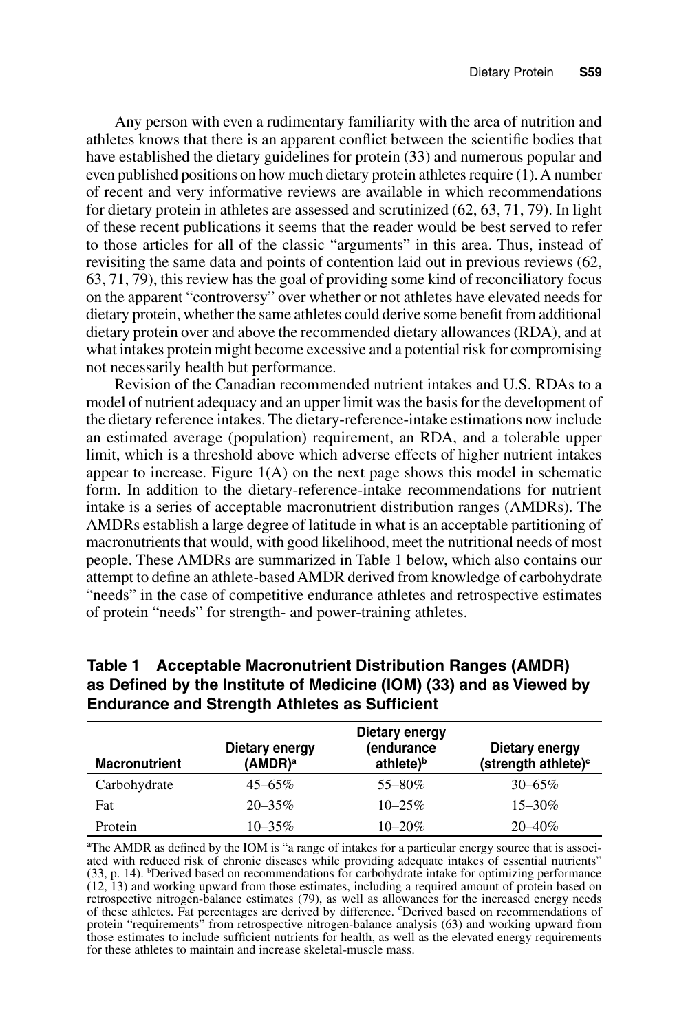Any person with even a rudimentary familiarity with the area of nutrition and athletes knows that there is an apparent conflict between the scientific bodies that have established the dietary guidelines for protein (33) and numerous popular and even published positions on how much dietary protein athletes require (1). A number of recent and very informative reviews are available in which recommendations for dietary protein in athletes are assessed and scrutinized (62, 63, 71, 79). In light of these recent publications it seems that the reader would be best served to refer to those articles for all of the classic "arguments" in this area. Thus, instead of revisiting the same data and points of contention laid out in previous reviews (62, 63, 71, 79), this review has the goal of providing some kind of reconciliatory focus on the apparent "controversy" over whether or not athletes have elevated needs for dietary protein, whether the same athletes could derive some benefit from additional dietary protein over and above the recommended dietary allowances (RDA), and at what intakes protein might become excessive and a potential risk for compromising not necessarily health but performance.

Revision of the Canadian recommended nutrient intakes and U.S. RDAs to a model of nutrient adequacy and an upper limit was the basis for the development of the dietary reference intakes. The dietary-reference-intake estimations now include an estimated average (population) requirement, an RDA, and a tolerable upper limit, which is a threshold above which adverse effects of higher nutrient intakes appear to increase. Figure 1(A) on the next page shows this model in schematic form. In addition to the dietary-reference-intake recommendations for nutrient intake is a series of acceptable macronutrient distribution ranges (AMDRs). The AMDRs establish a large degree of latitude in what is an acceptable partitioning of macronutrients that would, with good likelihood, meet the nutritional needs of most people. These AMDRs are summarized in Table 1 below, which also contains our attempt to define an athlete-based AMDR derived from knowledge of carbohydrate "needs" in the case of competitive endurance athletes and retrospective estimates of protein "needs" for strength- and power-training athletes.

**Table 1 Acceptable Macronutrient Distribution Ranges (AMDR) as Defined by the Institute of Medicine (IOM) (33) and as Viewed by Endurance and Strength Athletes as Sufficient**

| Macronutrient | Dietary energy (AMDR)[a] | Dietary energy (endurance athlete)[b] | Dietary energy (strength athlete)[c] |
|---|---|---|---|
| Carbohydrate | 45–65% | 55–80% | 30–65% |
| Fat | 20–35% | 10–25% | 15–30% |
| Protein | 10–35% | 10–20% | 20–40% |

[a]The AMDR as defined by the IOM is "a range of intakes for a particular energy source that is associated with reduced risk of chronic diseases while providing adequate intakes of essential nutrients" (33, p. 14). [b]Derived based on recommendations for carbohydrate intake for optimizing performance (12, 13) and working upward from those estimates, including a required amount of protein based on retrospective nitrogen-balance estimates (79), as well as allowances for the increased energy needs of these athletes. Fat percentages are derived by difference. [c]Derived based on recommendations of protein "requirements" from retrospective nitrogen-balance analysis (63) and working upward from those estimates to include sufficient nutrients for health, as well as the elevated energy requirements for these athletes to maintain and increase skeletal-muscle mass.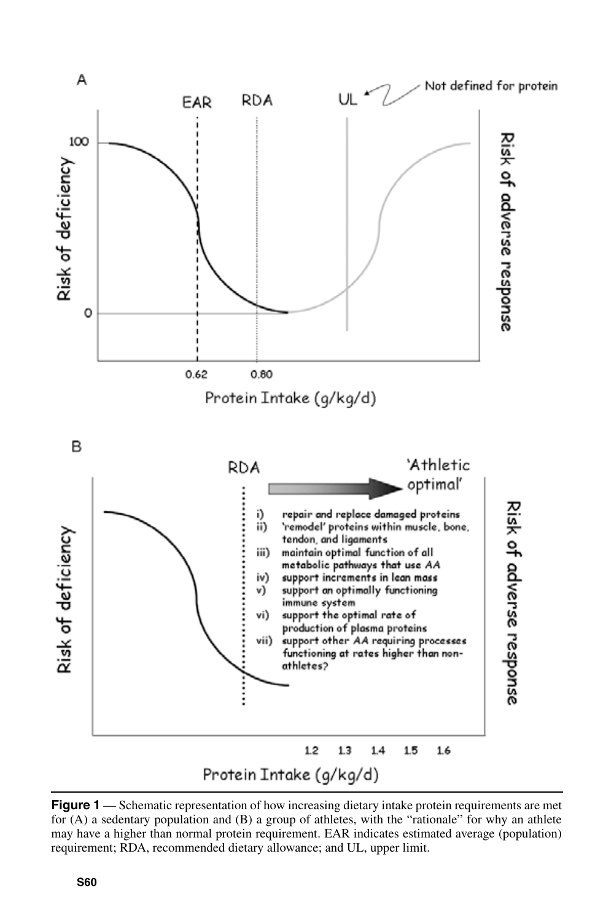**Figure 1** — Schematic representation of how increasing dietary intake protein requirements are met for (A) a sedentary population and (B) a group of athletes, with the "rationale" for why an athlete may have a higher than normal protein requirement. EAR indicates estimated average (population) requirement; RDA, recommended dietary allowance; and UL, upper limit.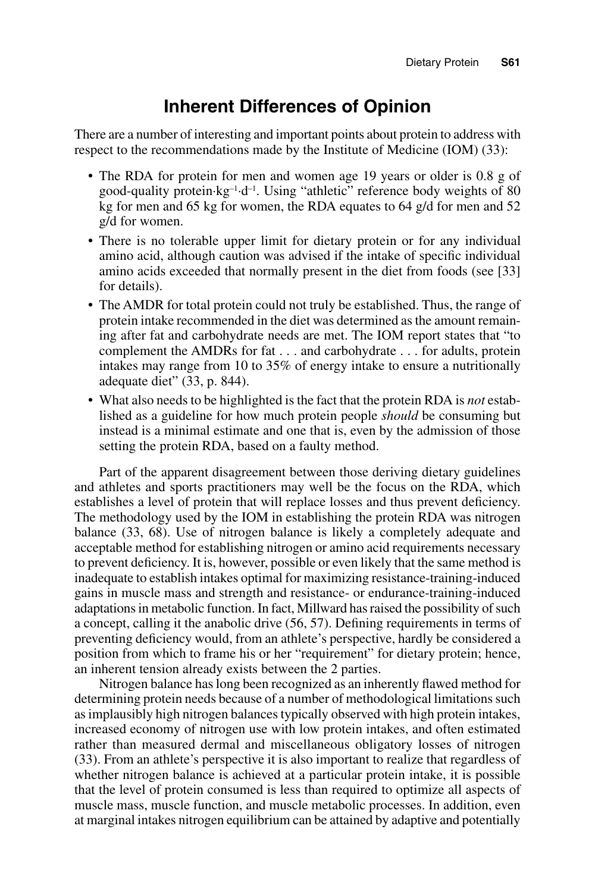## Inherent Differences of Opinion

There are a number of interesting and important points about protein to address with respect to the recommendations made by the Institute of Medicine (IOM) (33):

- The RDA for protein for men and women age 19 years or older is 0.8 g of good-quality protein·$kg^{-1}$·$d^{-1}$. Using "athletic" reference body weights of 80 kg for men and 65 kg for women, the RDA equates to 64 g/d for men and 52 g/d for women.
- There is no tolerable upper limit for dietary protein or for any individual amino acid, although caution was advised if the intake of specific individual amino acids exceeded that normally present in the diet from foods (see [33] for details).
- The AMDR for total protein could not truly be established. Thus, the range of protein intake recommended in the diet was determined as the amount remaining after fat and carbohydrate needs are met. The IOM report states that "to complement the AMDRs for fat . . . and carbohydrate . . . for adults, protein intakes may range from 10 to 35% of energy intake to ensure a nutritionally adequate diet" (33, p. 844).
- What also needs to be highlighted is the fact that the protein RDA is *not* established as a guideline for how much protein people *should* be consuming but instead is a minimal estimate and one that is, even by the admission of those setting the protein RDA, based on a faulty method.

Part of the apparent disagreement between those deriving dietary guidelines and athletes and sports practitioners may well be the focus on the RDA, which establishes a level of protein that will replace losses and thus prevent deficiency. The methodology used by the IOM in establishing the protein RDA was nitrogen balance (33, 68). Use of nitrogen balance is likely a completely adequate and acceptable method for establishing nitrogen or amino acid requirements necessary to prevent deficiency. It is, however, possible or even likely that the same method is inadequate to establish intakes optimal for maximizing resistance-training-induced gains in muscle mass and strength and resistance- or endurance-training-induced adaptations in metabolic function. In fact, Millward has raised the possibility of such a concept, calling it the anabolic drive (56, 57). Defining requirements in terms of preventing deficiency would, from an athlete's perspective, hardly be considered a position from which to frame his or her "requirement" for dietary protein; hence, an inherent tension already exists between the 2 parties.

Nitrogen balance has long been recognized as an inherently flawed method for determining protein needs because of a number of methodological limitations such as implausibly high nitrogen balances typically observed with high protein intakes, increased economy of nitrogen use with low protein intakes, and often estimated rather than measured dermal and miscellaneous obligatory losses of nitrogen (33). From an athlete's perspective it is also important to realize that regardless of whether nitrogen balance is achieved at a particular protein intake, it is possible that the level of protein consumed is less than required to optimize all aspects of muscle mass, muscle function, and muscle metabolic processes. In addition, even at marginal intakes nitrogen equilibrium can be attained by adaptive and potentially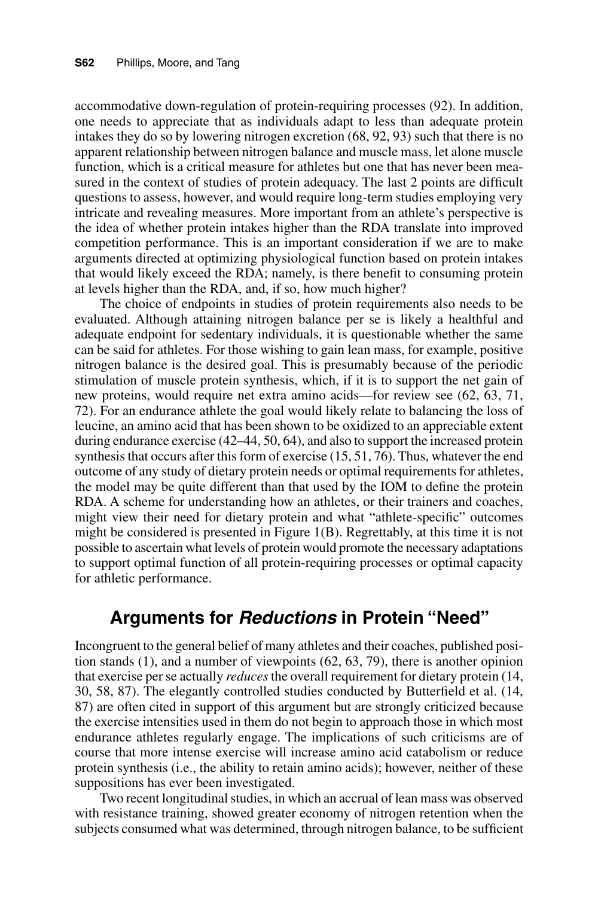accommodative down-regulation of protein-requiring processes (92). In addition, one needs to appreciate that as individuals adapt to less than adequate protein intakes they do so by lowering nitrogen excretion (68, 92, 93) such that there is no apparent relationship between nitrogen balance and muscle mass, let alone muscle function, which is a critical measure for athletes but one that has never been measured in the context of studies of protein adequacy. The last 2 points are difficult questions to assess, however, and would require long-term studies employing very intricate and revealing measures. More important from an athlete's perspective is the idea of whether protein intakes higher than the RDA translate into improved competition performance. This is an important consideration if we are to make arguments directed at optimizing physiological function based on protein intakes that would likely exceed the RDA; namely, is there benefit to consuming protein at levels higher than the RDA, and, if so, how much higher?

The choice of endpoints in studies of protein requirements also needs to be evaluated. Although attaining nitrogen balance per se is likely a healthful and adequate endpoint for sedentary individuals, it is questionable whether the same can be said for athletes. For those wishing to gain lean mass, for example, positive nitrogen balance is the desired goal. This is presumably because of the periodic stimulation of muscle protein synthesis, which, if it is to support the net gain of new proteins, would require net extra amino acids—for review see (62, 63, 71, 72). For an endurance athlete the goal would likely relate to balancing the loss of leucine, an amino acid that has been shown to be oxidized to an appreciable extent during endurance exercise (42–44, 50, 64), and also to support the increased protein synthesis that occurs after this form of exercise (15, 51, 76). Thus, whatever the end outcome of any study of dietary protein needs or optimal requirements for athletes, the model may be quite different than that used by the IOM to define the protein RDA. A scheme for understanding how an athletes, or their trainers and coaches, might view their need for dietary protein and what "athlete-specific" outcomes might be considered is presented in Figure 1(B). Regrettably, at this time it is not possible to ascertain what levels of protein would promote the necessary adaptations to support optimal function of all protein-requiring processes or optimal capacity for athletic performance.

## Arguments for *Reductions* in Protein "Need"

Incongruent to the general belief of many athletes and their coaches, published position stands (1), and a number of viewpoints (62, 63, 79), there is another opinion that exercise per se actually *reduces* the overall requirement for dietary protein (14, 30, 58, 87). The elegantly controlled studies conducted by Butterfield et al. (14, 87) are often cited in support of this argument but are strongly criticized because the exercise intensities used in them do not begin to approach those in which most endurance athletes regularly engage. The implications of such criticisms are of course that more intense exercise will increase amino acid catabolism or reduce protein synthesis (i.e., the ability to retain amino acids); however, neither of these suppositions has ever been investigated.

Two recent longitudinal studies, in which an accrual of lean mass was observed with resistance training, showed greater economy of nitrogen retention when the subjects consumed what was determined, through nitrogen balance, to be sufficient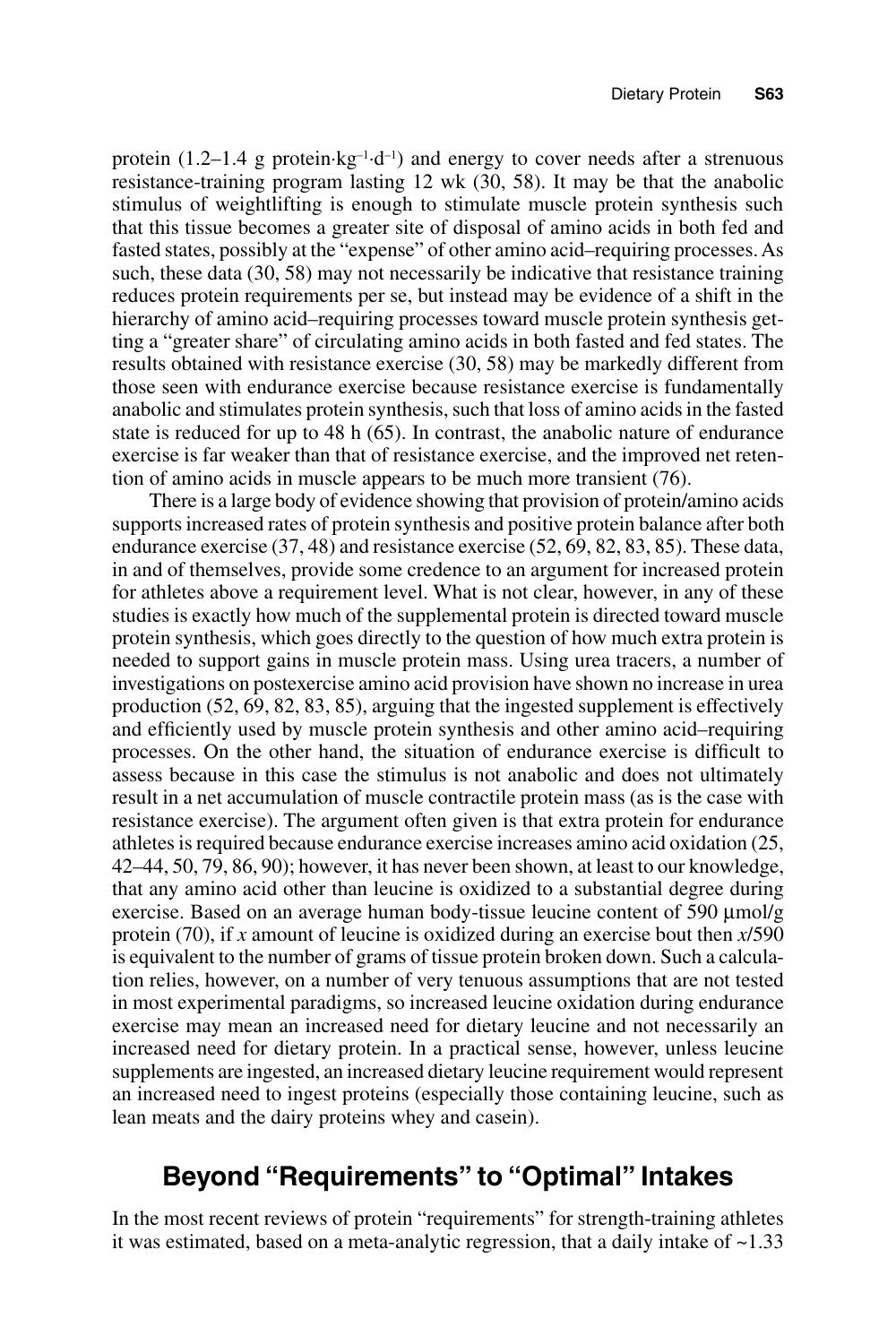protein (1.2–1.4 g protein·kg$^{-1}$·d$^{-1}$) and energy to cover needs after a strenuous resistance-training program lasting 12 wk (30, 58). It may be that the anabolic stimulus of weightlifting is enough to stimulate muscle protein synthesis such that this tissue becomes a greater site of disposal of amino acids in both fed and fasted states, possibly at the "expense" of other amino acid–requiring processes. As such, these data (30, 58) may not necessarily be indicative that resistance training reduces protein requirements per se, but instead may be evidence of a shift in the hierarchy of amino acid–requiring processes toward muscle protein synthesis getting a "greater share" of circulating amino acids in both fasted and fed states. The results obtained with resistance exercise (30, 58) may be markedly different from those seen with endurance exercise because resistance exercise is fundamentally anabolic and stimulates protein synthesis, such that loss of amino acids in the fasted state is reduced for up to 48 h (65). In contrast, the anabolic nature of endurance exercise is far weaker than that of resistance exercise, and the improved net retention of amino acids in muscle appears to be much more transient (76).

There is a large body of evidence showing that provision of protein/amino acids supports increased rates of protein synthesis and positive protein balance after both endurance exercise (37, 48) and resistance exercise (52, 69, 82, 83, 85). These data, in and of themselves, provide some credence to an argument for increased protein for athletes above a requirement level. What is not clear, however, in any of these studies is exactly how much of the supplemental protein is directed toward muscle protein synthesis, which goes directly to the question of how much extra protein is needed to support gains in muscle protein mass. Using urea tracers, a number of investigations on postexercise amino acid provision have shown no increase in urea production (52, 69, 82, 83, 85), arguing that the ingested supplement is effectively and efficiently used by muscle protein synthesis and other amino acid–requiring processes. On the other hand, the situation of endurance exercise is difficult to assess because in this case the stimulus is not anabolic and does not ultimately result in a net accumulation of muscle contractile protein mass (as is the case with resistance exercise). The argument often given is that extra protein for endurance athletes is required because endurance exercise increases amino acid oxidation (25, 42–44, 50, 79, 86, 90); however, it has never been shown, at least to our knowledge, that any amino acid other than leucine is oxidized to a substantial degree during exercise. Based on an average human body-tissue leucine content of 590 μmol/g protein (70), if $x$ amount of leucine is oxidized during an exercise bout then $x/590$ is equivalent to the number of grams of tissue protein broken down. Such a calculation relies, however, on a number of very tenuous assumptions that are not tested in most experimental paradigms, so increased leucine oxidation during endurance exercise may mean an increased need for dietary leucine and not necessarily an increased need for dietary protein. In a practical sense, however, unless leucine supplements are ingested, an increased dietary leucine requirement would represent an increased need to ingest proteins (especially those containing leucine, such as lean meats and the dairy proteins whey and casein).

## Beyond "Requirements" to "Optimal" Intakes

In the most recent reviews of protein "requirements" for strength-training athletes it was estimated, based on a meta-analytic regression, that a daily intake of ~1.33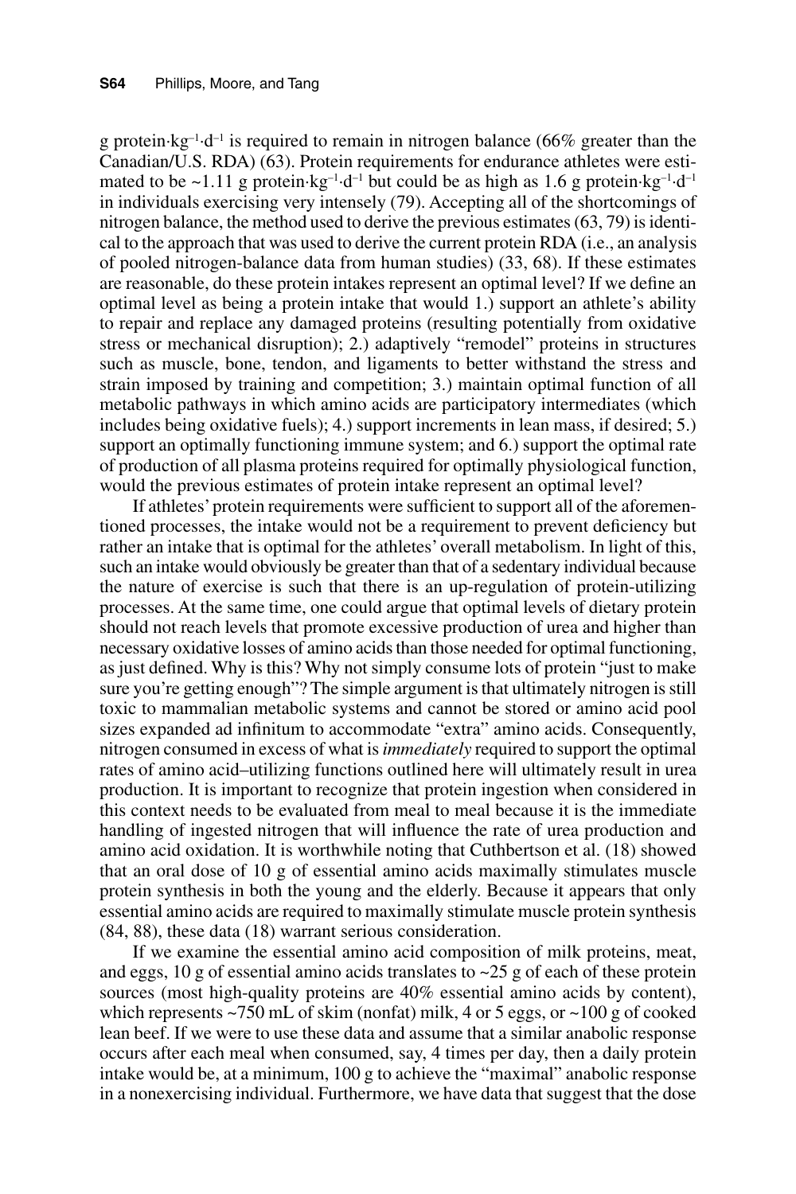g protein·$kg^{-1}$·$d^{-1}$ is required to remain in nitrogen balance (66% greater than the Canadian/U.S. RDA) (63). Protein requirements for endurance athletes were estimated to be ~1.11 g protein·$kg^{-1}$·$d^{-1}$ but could be as high as 1.6 g protein·$kg^{-1}$·$d^{-1}$ in individuals exercising very intensely (79). Accepting all of the shortcomings of nitrogen balance, the method used to derive the previous estimates (63, 79) is identical to the approach that was used to derive the current protein RDA (i.e., an analysis of pooled nitrogen-balance data from human studies) (33, 68). If these estimates are reasonable, do these protein intakes represent an optimal level? If we define an optimal level as being a protein intake that would 1.) support an athlete's ability to repair and replace any damaged proteins (resulting potentially from oxidative stress or mechanical disruption); 2.) adaptively "remodel" proteins in structures such as muscle, bone, tendon, and ligaments to better withstand the stress and strain imposed by training and competition; 3.) maintain optimal function of all metabolic pathways in which amino acids are participatory intermediates (which includes being oxidative fuels); 4.) support increments in lean mass, if desired; 5.) support an optimally functioning immune system; and 6.) support the optimal rate of production of all plasma proteins required for optimally physiological function, would the previous estimates of protein intake represent an optimal level?

If athletes' protein requirements were sufficient to support all of the aforementioned processes, the intake would not be a requirement to prevent deficiency but rather an intake that is optimal for the athletes' overall metabolism. In light of this, such an intake would obviously be greater than that of a sedentary individual because the nature of exercise is such that there is an up-regulation of protein-utilizing processes. At the same time, one could argue that optimal levels of dietary protein should not reach levels that promote excessive production of urea and higher than necessary oxidative losses of amino acids than those needed for optimal functioning, as just defined. Why is this? Why not simply consume lots of protein "just to make sure you're getting enough"? The simple argument is that ultimately nitrogen is still toxic to mammalian metabolic systems and cannot be stored or amino acid pool sizes expanded ad infinitum to accommodate "extra" amino acids. Consequently, nitrogen consumed in excess of what is *immediately* required to support the optimal rates of amino acid–utilizing functions outlined here will ultimately result in urea production. It is important to recognize that protein ingestion when considered in this context needs to be evaluated from meal to meal because it is the immediate handling of ingested nitrogen that will influence the rate of urea production and amino acid oxidation. It is worthwhile noting that Cuthbertson et al. (18) showed that an oral dose of 10 g of essential amino acids maximally stimulates muscle protein synthesis in both the young and the elderly. Because it appears that only essential amino acids are required to maximally stimulate muscle protein synthesis (84, 88), these data (18) warrant serious consideration.

If we examine the essential amino acid composition of milk proteins, meat, and eggs, 10 g of essential amino acids translates to ~25 g of each of these protein sources (most high-quality proteins are 40% essential amino acids by content), which represents ~750 mL of skim (nonfat) milk, 4 or 5 eggs, or ~100 g of cooked lean beef. If we were to use these data and assume that a similar anabolic response occurs after each meal when consumed, say, 4 times per day, then a daily protein intake would be, at a minimum, 100 g to achieve the "maximal" anabolic response in a nonexercising individual. Furthermore, we have data that suggest that the dose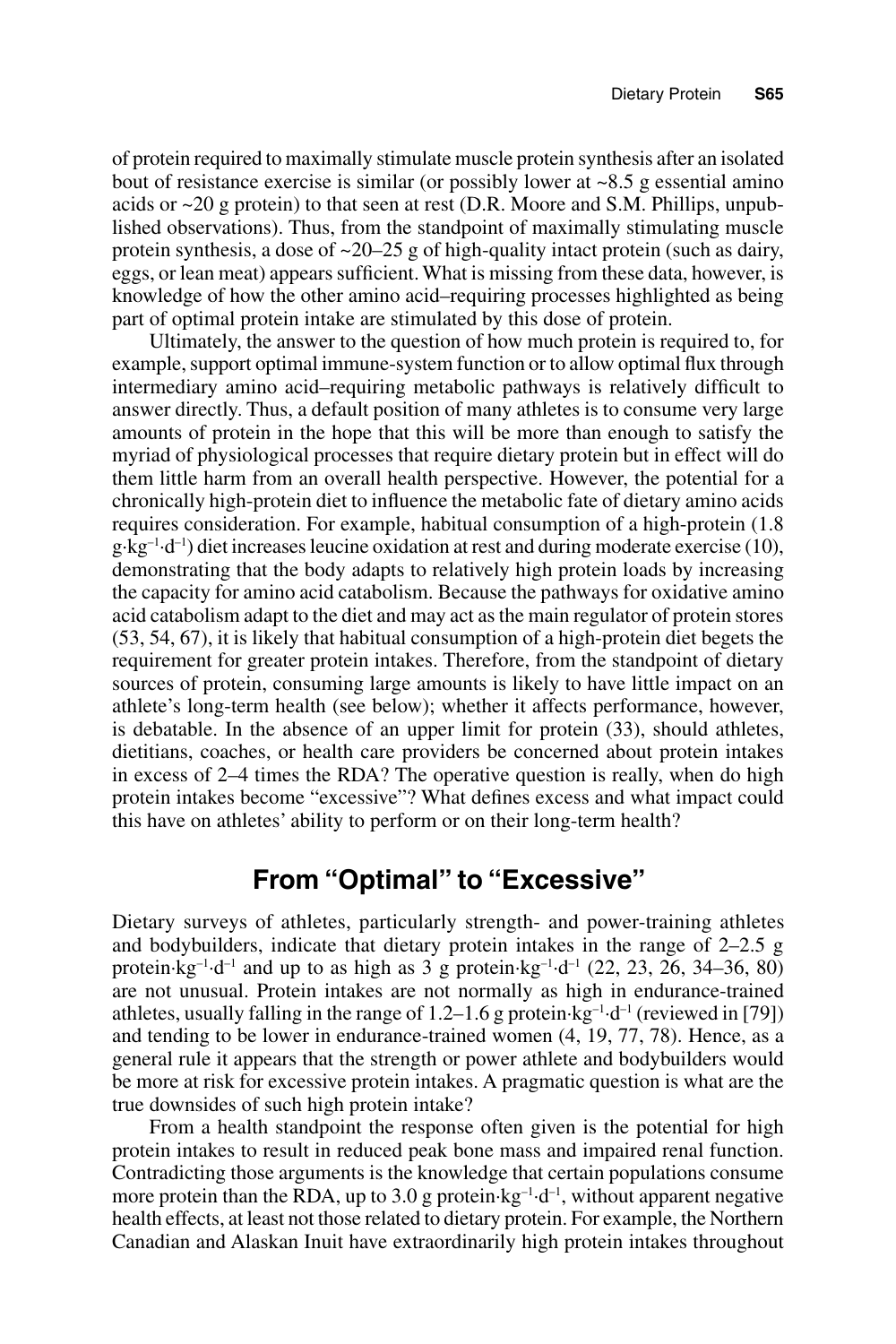of protein required to maximally stimulate muscle protein synthesis after an isolated bout of resistance exercise is similar (or possibly lower at ~8.5 g essential amino acids or ~20 g protein) to that seen at rest (D.R. Moore and S.M. Phillips, unpublished observations). Thus, from the standpoint of maximally stimulating muscle protein synthesis, a dose of ~20–25 g of high-quality intact protein (such as dairy, eggs, or lean meat) appears sufficient. What is missing from these data, however, is knowledge of how the other amino acid–requiring processes highlighted as being part of optimal protein intake are stimulated by this dose of protein.

Ultimately, the answer to the question of how much protein is required to, for example, support optimal immune-system function or to allow optimal flux through intermediary amino acid–requiring metabolic pathways is relatively difficult to answer directly. Thus, a default position of many athletes is to consume very large amounts of protein in the hope that this will be more than enough to satisfy the myriad of physiological processes that require dietary protein but in effect will do them little harm from an overall health perspective. However, the potential for a chronically high-protein diet to influence the metabolic fate of dietary amino acids requires consideration. For example, habitual consumption of a high-protein (1.8 $g \cdot kg^{-1} \cdot d^{-1}$) diet increases leucine oxidation at rest and during moderate exercise (10), demonstrating that the body adapts to relatively high protein loads by increasing the capacity for amino acid catabolism. Because the pathways for oxidative amino acid catabolism adapt to the diet and may act as the main regulator of protein stores (53, 54, 67), it is likely that habitual consumption of a high-protein diet begets the requirement for greater protein intakes. Therefore, from the standpoint of dietary sources of protein, consuming large amounts is likely to have little impact on an athlete's long-term health (see below); whether it affects performance, however, is debatable. In the absence of an upper limit for protein (33), should athletes, dietitians, coaches, or health care providers be concerned about protein intakes in excess of 2–4 times the RDA? The operative question is really, when do high protein intakes become "excessive"? What defines excess and what impact could this have on athletes' ability to perform or on their long-term health?

## From "Optimal" to "Excessive"

Dietary surveys of athletes, particularly strength- and power-training athletes and bodybuilders, indicate that dietary protein intakes in the range of 2–2.5 g $protein \cdot kg^{-1} \cdot d^{-1}$ and up to as high as 3 g $protein \cdot kg^{-1} \cdot d^{-1}$ (22, 23, 26, 34–36, 80) are not unusual. Protein intakes are not normally as high in endurance-trained athletes, usually falling in the range of 1.2–1.6 g $protein \cdot kg^{-1} \cdot d^{-1}$ (reviewed in [79]) and tending to be lower in endurance-trained women (4, 19, 77, 78). Hence, as a general rule it appears that the strength or power athlete and bodybuilders would be more at risk for excessive protein intakes. A pragmatic question is what are the true downsides of such high protein intake?

From a health standpoint the response often given is the potential for high protein intakes to result in reduced peak bone mass and impaired renal function. Contradicting those arguments is the knowledge that certain populations consume more protein than the RDA, up to 3.0 g $protein \cdot kg^{-1} \cdot d^{-1}$, without apparent negative health effects, at least not those related to dietary protein. For example, the Northern Canadian and Alaskan Inuit have extraordinarily high protein intakes throughout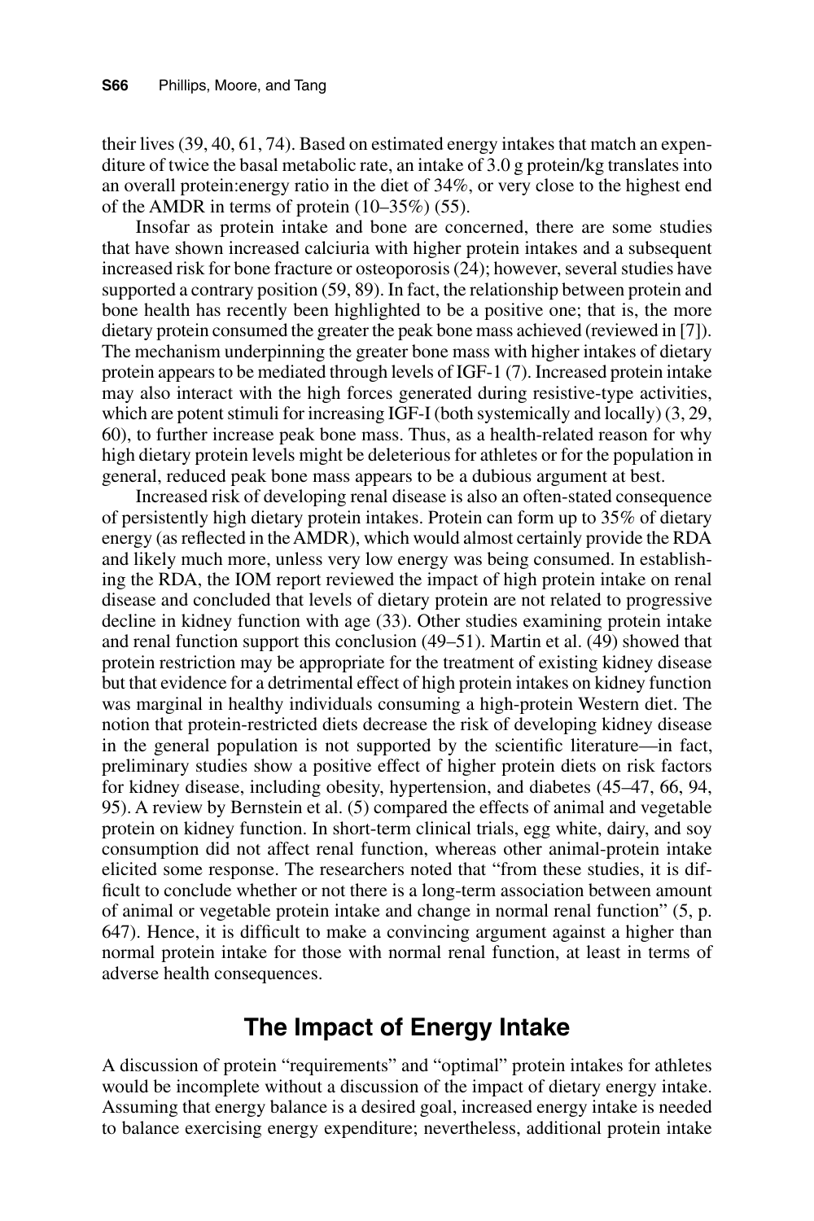their lives (39, 40, 61, 74). Based on estimated energy intakes that match an expenditure of twice the basal metabolic rate, an intake of 3.0 g protein/kg translates into an overall protein:energy ratio in the diet of 34%, or very close to the highest end of the AMDR in terms of protein (10–35%) (55).

Insofar as protein intake and bone are concerned, there are some studies that have shown increased calciuria with higher protein intakes and a subsequent increased risk for bone fracture or osteoporosis (24); however, several studies have supported a contrary position (59, 89). In fact, the relationship between protein and bone health has recently been highlighted to be a positive one; that is, the more dietary protein consumed the greater the peak bone mass achieved (reviewed in [7]). The mechanism underpinning the greater bone mass with higher intakes of dietary protein appears to be mediated through levels of IGF-1 (7). Increased protein intake may also interact with the high forces generated during resistive-type activities, which are potent stimuli for increasing IGF-I (both systemically and locally) (3, 29, 60), to further increase peak bone mass. Thus, as a health-related reason for why high dietary protein levels might be deleterious for athletes or for the population in general, reduced peak bone mass appears to be a dubious argument at best.

Increased risk of developing renal disease is also an often-stated consequence of persistently high dietary protein intakes. Protein can form up to 35% of dietary energy (as reflected in the AMDR), which would almost certainly provide the RDA and likely much more, unless very low energy was being consumed. In establishing the RDA, the IOM report reviewed the impact of high protein intake on renal disease and concluded that levels of dietary protein are not related to progressive decline in kidney function with age (33). Other studies examining protein intake and renal function support this conclusion (49–51). Martin et al. (49) showed that protein restriction may be appropriate for the treatment of existing kidney disease but that evidence for a detrimental effect of high protein intakes on kidney function was marginal in healthy individuals consuming a high-protein Western diet. The notion that protein-restricted diets decrease the risk of developing kidney disease in the general population is not supported by the scientific literature—in fact, preliminary studies show a positive effect of higher protein diets on risk factors for kidney disease, including obesity, hypertension, and diabetes (45–47, 66, 94, 95). A review by Bernstein et al. (5) compared the effects of animal and vegetable protein on kidney function. In short-term clinical trials, egg white, dairy, and soy consumption did not affect renal function, whereas other animal-protein intake elicited some response. The researchers noted that "from these studies, it is difficult to conclude whether or not there is a long-term association between amount of animal or vegetable protein intake and change in normal renal function" (5, p. 647). Hence, it is difficult to make a convincing argument against a higher than normal protein intake for those with normal renal function, at least in terms of adverse health consequences.

## The Impact of Energy Intake

A discussion of protein "requirements" and "optimal" protein intakes for athletes would be incomplete without a discussion of the impact of dietary energy intake. Assuming that energy balance is a desired goal, increased energy intake is needed to balance exercising energy expenditure; nevertheless, additional protein intake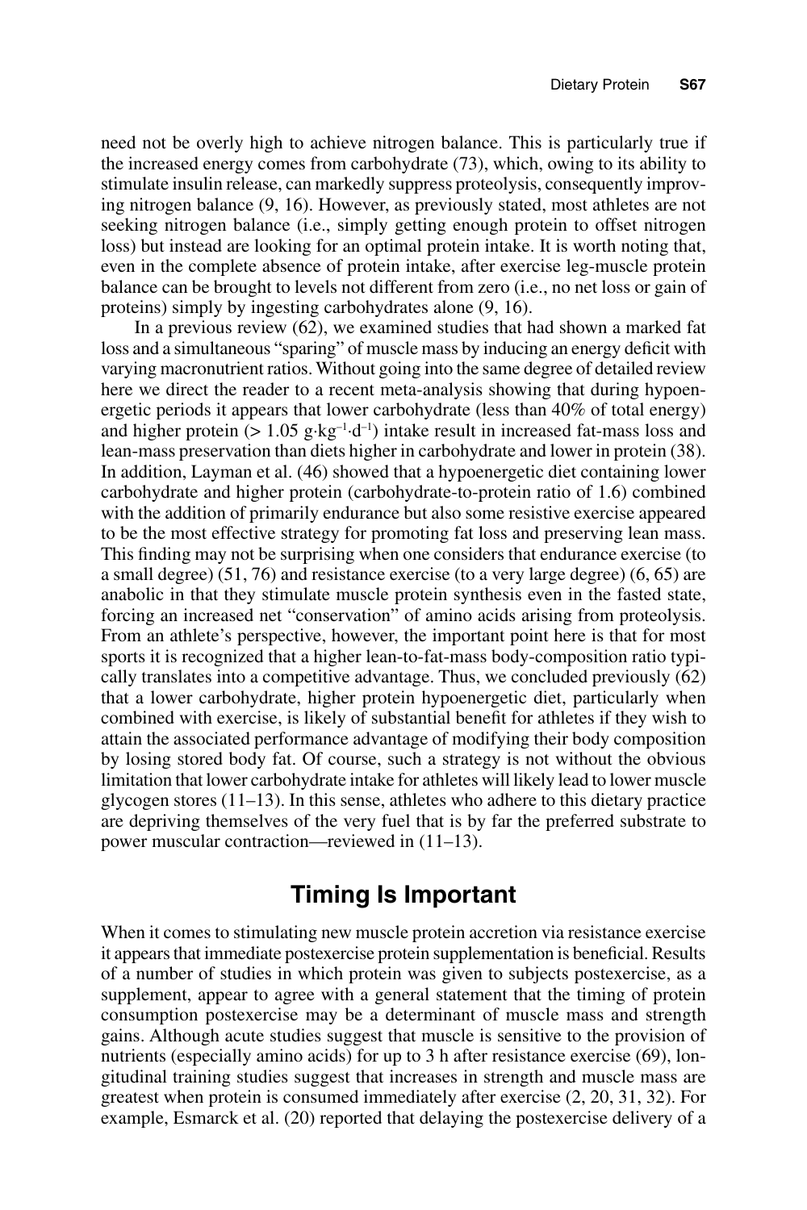need not be overly high to achieve nitrogen balance. This is particularly true if the increased energy comes from carbohydrate (73), which, owing to its ability to stimulate insulin release, can markedly suppress proteolysis, consequently improving nitrogen balance (9, 16). However, as previously stated, most athletes are not seeking nitrogen balance (i.e., simply getting enough protein to offset nitrogen loss) but instead are looking for an optimal protein intake. It is worth noting that, even in the complete absence of protein intake, after exercise leg-muscle protein balance can be brought to levels not different from zero (i.e., no net loss or gain of proteins) simply by ingesting carbohydrates alone (9, 16).

In a previous review (62), we examined studies that had shown a marked fat loss and a simultaneous "sparing" of muscle mass by inducing an energy deficit with varying macronutrient ratios. Without going into the same degree of detailed review here we direct the reader to a recent meta-analysis showing that during hypoenergetic periods it appears that lower carbohydrate (less than 40% of total energy) and higher protein (> 1.05 $g \cdot kg^{-1} \cdot d^{-1}$) intake result in increased fat-mass loss and lean-mass preservation than diets higher in carbohydrate and lower in protein (38). In addition, Layman et al. (46) showed that a hypoenergetic diet containing lower carbohydrate and higher protein (carbohydrate-to-protein ratio of 1.6) combined with the addition of primarily endurance but also some resistive exercise appeared to be the most effective strategy for promoting fat loss and preserving lean mass. This finding may not be surprising when one considers that endurance exercise (to a small degree) (51, 76) and resistance exercise (to a very large degree) (6, 65) are anabolic in that they stimulate muscle protein synthesis even in the fasted state, forcing an increased net "conservation" of amino acids arising from proteolysis. From an athlete's perspective, however, the important point here is that for most sports it is recognized that a higher lean-to-fat-mass body-composition ratio typically translates into a competitive advantage. Thus, we concluded previously (62) that a lower carbohydrate, higher protein hypoenergetic diet, particularly when combined with exercise, is likely of substantial benefit for athletes if they wish to attain the associated performance advantage of modifying their body composition by losing stored body fat. Of course, such a strategy is not without the obvious limitation that lower carbohydrate intake for athletes will likely lead to lower muscle glycogen stores (11–13). In this sense, athletes who adhere to this dietary practice are depriving themselves of the very fuel that is by far the preferred substrate to power muscular contraction—reviewed in (11–13).

## Timing Is Important

When it comes to stimulating new muscle protein accretion via resistance exercise it appears that immediate postexercise protein supplementation is beneficial. Results of a number of studies in which protein was given to subjects postexercise, as a supplement, appear to agree with a general statement that the timing of protein consumption postexercise may be a determinant of muscle mass and strength gains. Although acute studies suggest that muscle is sensitive to the provision of nutrients (especially amino acids) for up to 3 h after resistance exercise (69), longitudinal training studies suggest that increases in strength and muscle mass are greatest when protein is consumed immediately after exercise (2, 20, 31, 32). For example, Esmarck et al. (20) reported that delaying the postexercise delivery of a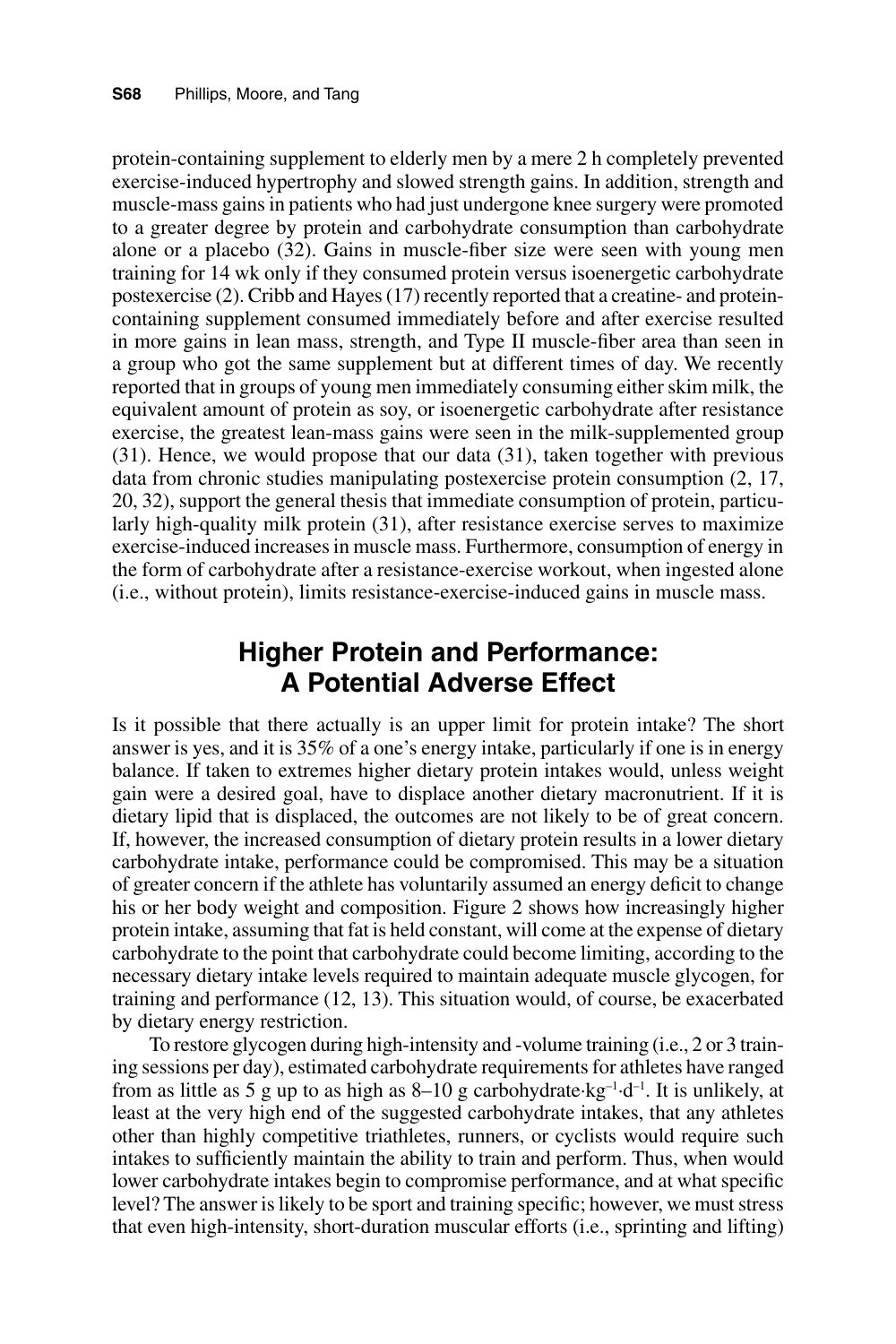protein-containing supplement to elderly men by a mere 2 h completely prevented exercise-induced hypertrophy and slowed strength gains. In addition, strength and muscle-mass gains in patients who had just undergone knee surgery were promoted to a greater degree by protein and carbohydrate consumption than carbohydrate alone or a placebo (32). Gains in muscle-fiber size were seen with young men training for 14 wk only if they consumed protein versus isoenergetic carbohydrate postexercise (2). Cribb and Hayes (17) recently reported that a creatine- and protein-containing supplement consumed immediately before and after exercise resulted in more gains in lean mass, strength, and Type II muscle-fiber area than seen in a group who got the same supplement but at different times of day. We recently reported that in groups of young men immediately consuming either skim milk, the equivalent amount of protein as soy, or isoenergetic carbohydrate after resistance exercise, the greatest lean-mass gains were seen in the milk-supplemented group (31). Hence, we would propose that our data (31), taken together with previous data from chronic studies manipulating postexercise protein consumption (2, 17, 20, 32), support the general thesis that immediate consumption of protein, particularly high-quality milk protein (31), after resistance exercise serves to maximize exercise-induced increases in muscle mass. Furthermore, consumption of energy in the form of carbohydrate after a resistance-exercise workout, when ingested alone (i.e., without protein), limits resistance-exercise-induced gains in muscle mass.

## Higher Protein and Performance: A Potential Adverse Effect

Is it possible that there actually is an upper limit for protein intake? The short answer is yes, and it is 35% of a one's energy intake, particularly if one is in energy balance. If taken to extremes higher dietary protein intakes would, unless weight gain were a desired goal, have to displace another dietary macronutrient. If it is dietary lipid that is displaced, the outcomes are not likely to be of great concern. If, however, the increased consumption of dietary protein results in a lower dietary carbohydrate intake, performance could be compromised. This may be a situation of greater concern if the athlete has voluntarily assumed an energy deficit to change his or her body weight and composition. Figure 2 shows how increasingly higher protein intake, assuming that fat is held constant, will come at the expense of dietary carbohydrate to the point that carbohydrate could become limiting, according to the necessary dietary intake levels required to maintain adequate muscle glycogen, for training and performance (12, 13). This situation would, of course, be exacerbated by dietary energy restriction.

To restore glycogen during high-intensity and -volume training (i.e., 2 or 3 training sessions per day), estimated carbohydrate requirements for athletes have ranged from as little as 5 g up to as high as 8–10 g carbohydrate·$kg^{-1}$·$d^{-1}$. It is unlikely, at least at the very high end of the suggested carbohydrate intakes, that any athletes other than highly competitive triathletes, runners, or cyclists would require such intakes to sufficiently maintain the ability to train and perform. Thus, when would lower carbohydrate intakes begin to compromise performance, and at what specific level? The answer is likely to be sport and training specific; however, we must stress that even high-intensity, short-duration muscular efforts (i.e., sprinting and lifting)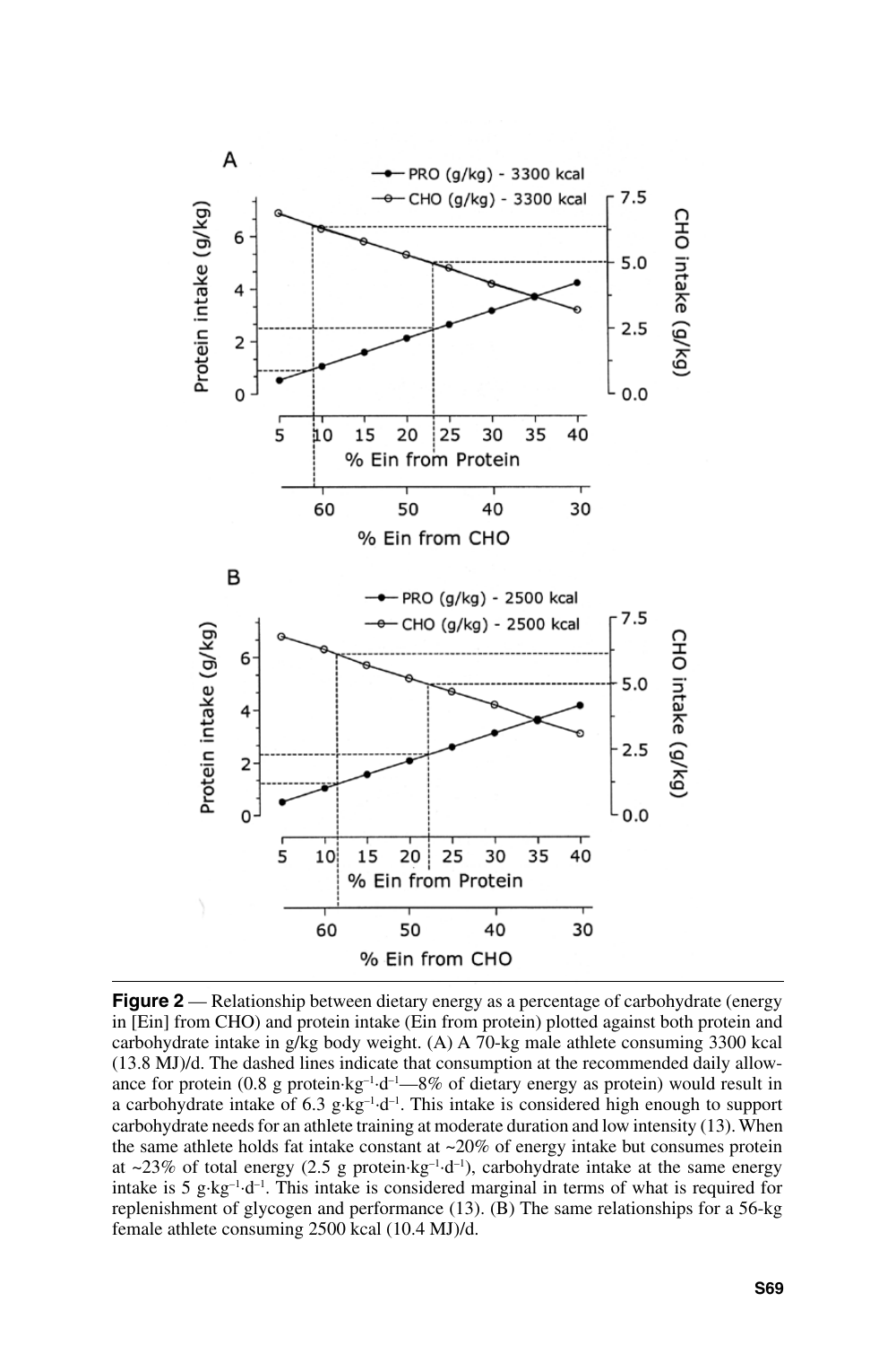**Figure 2** — Relationship between dietary energy as a percentage of carbohydrate (energy in [Ein] from CHO) and protein intake (Ein from protein) plotted against both protein and carbohydrate intake in g/kg body weight. (A) A 70-kg male athlete consuming 3300 kcal (13.8 MJ)/d. The dashed lines indicate that consumption at the recommended daily allowance for protein (0.8 g protein·kg$^{-1}$·d$^{-1}$—8% of dietary energy as protein) would result in a carbohydrate intake of 6.3 g·kg$^{-1}$·d$^{-1}$. This intake is considered high enough to support carbohydrate needs for an athlete training at moderate duration and low intensity (13). When the same athlete holds fat intake constant at ~20% of energy intake but consumes protein at ~23% of total energy (2.5 g protein·kg$^{-1}$·d$^{-1}$), carbohydrate intake at the same energy intake is 5 g·kg$^{-1}$·d$^{-1}$. This intake is considered marginal in terms of what is required for replenishment of glycogen and performance (13). (B) The same relationships for a 56-kg female athlete consuming 2500 kcal (10.4 MJ)/d.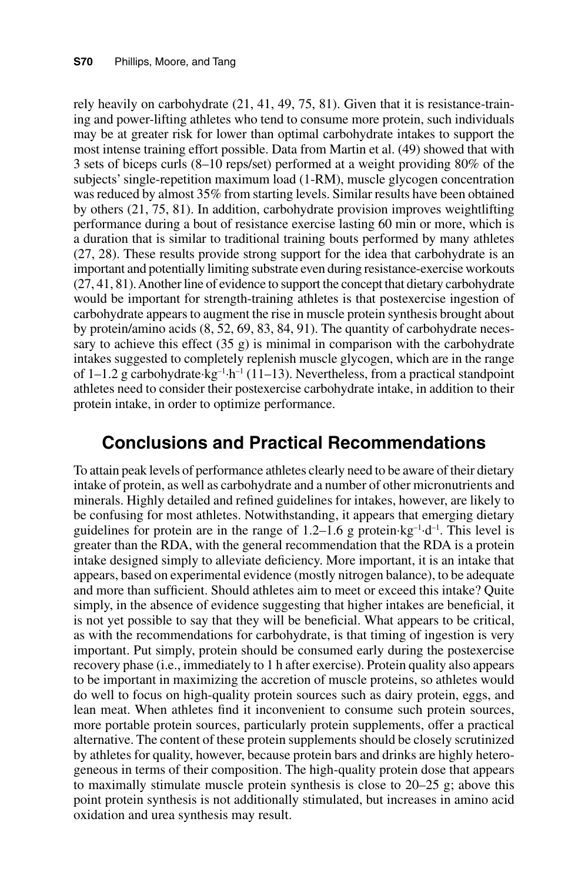rely heavily on carbohydrate (21, 41, 49, 75, 81). Given that it is resistance-training and power-lifting athletes who tend to consume more protein, such individuals may be at greater risk for lower than optimal carbohydrate intakes to support the most intense training effort possible. Data from Martin et al. (49) showed that with 3 sets of biceps curls (8–10 reps/set) performed at a weight providing 80% of the subjects' single-repetition maximum load (1-RM), muscle glycogen concentration was reduced by almost 35% from starting levels. Similar results have been obtained by others (21, 75, 81). In addition, carbohydrate provision improves weightlifting performance during a bout of resistance exercise lasting 60 min or more, which is a duration that is similar to traditional training bouts performed by many athletes (27, 28). These results provide strong support for the idea that carbohydrate is an important and potentially limiting substrate even during resistance-exercise workouts (27, 41, 81). Another line of evidence to support the concept that dietary carbohydrate would be important for strength-training athletes is that postexercise ingestion of carbohydrate appears to augment the rise in muscle protein synthesis brought about by protein/amino acids (8, 52, 69, 83, 84, 91). The quantity of carbohydrate necessary to achieve this effect (35 g) is minimal in comparison with the carbohydrate intakes suggested to completely replenish muscle glycogen, which are in the range of 1–1.2 g carbohydrate$\cdot$kg$^{-1}\cdot$h$^{-1}$ (11–13). Nevertheless, from a practical standpoint athletes need to consider their postexercise carbohydrate intake, in addition to their protein intake, in order to optimize performance.

## Conclusions and Practical Recommendations

To attain peak levels of performance athletes clearly need to be aware of their dietary intake of protein, as well as carbohydrate and a number of other micronutrients and minerals. Highly detailed and refined guidelines for intakes, however, are likely to be confusing for most athletes. Notwithstanding, it appears that emerging dietary guidelines for protein are in the range of 1.2–1.6 g protein$\cdot$kg$^{-1}\cdot$d$^{-1}$. This level is greater than the RDA, with the general recommendation that the RDA is a protein intake designed simply to alleviate deficiency. More important, it is an intake that appears, based on experimental evidence (mostly nitrogen balance), to be adequate and more than sufficient. Should athletes aim to meet or exceed this intake? Quite simply, in the absence of evidence suggesting that higher intakes are beneficial, it is not yet possible to say that they will be beneficial. What appears to be critical, as with the recommendations for carbohydrate, is that timing of ingestion is very important. Put simply, protein should be consumed early during the postexercise recovery phase (i.e., immediately to 1 h after exercise). Protein quality also appears to be important in maximizing the accretion of muscle proteins, so athletes would do well to focus on high-quality protein sources such as dairy protein, eggs, and lean meat. When athletes find it inconvenient to consume such protein sources, more portable protein sources, particularly protein supplements, offer a practical alternative. The content of these protein supplements should be closely scrutinized by athletes for quality, however, because protein bars and drinks are highly heterogeneous in terms of their composition. The high-quality protein dose that appears to maximally stimulate muscle protein synthesis is close to 20–25 g; above this point protein synthesis is not additionally stimulated, but increases in amino acid oxidation and urea synthesis may result.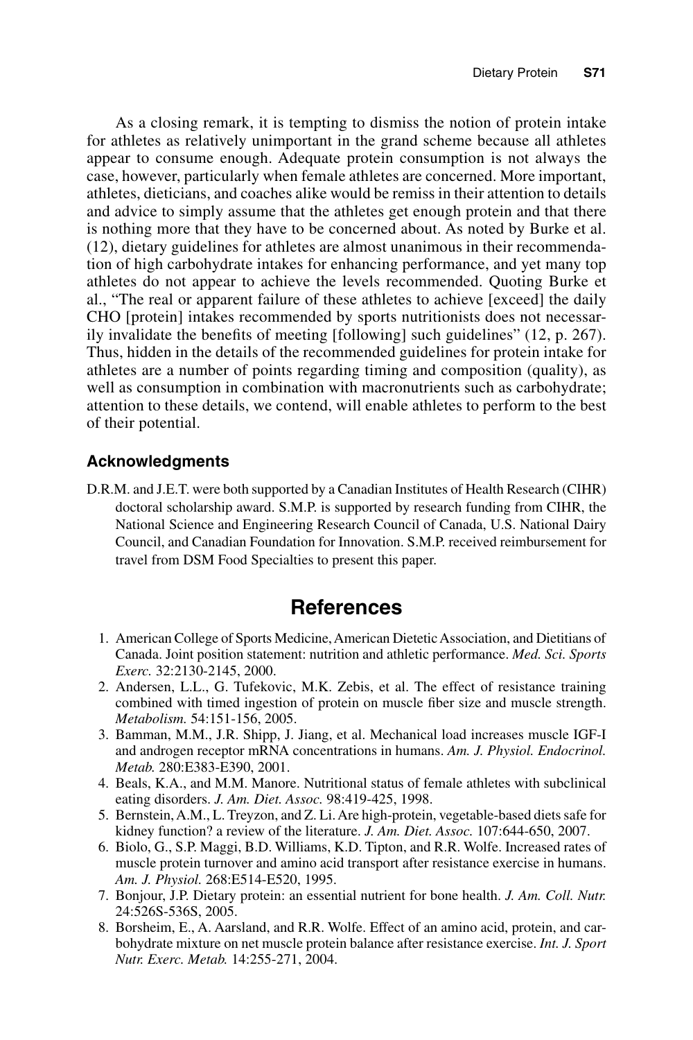As a closing remark, it is tempting to dismiss the notion of protein intake for athletes as relatively unimportant in the grand scheme because all athletes appear to consume enough. Adequate protein consumption is not always the case, however, particularly when female athletes are concerned. More important, athletes, dieticians, and coaches alike would be remiss in their attention to details and advice to simply assume that the athletes get enough protein and that there is nothing more that they have to be concerned about. As noted by Burke et al. (12), dietary guidelines for athletes are almost unanimous in their recommendation of high carbohydrate intakes for enhancing performance, and yet many top athletes do not appear to achieve the levels recommended. Quoting Burke et al., "The real or apparent failure of these athletes to achieve [exceed] the daily CHO [protein] intakes recommended by sports nutritionists does not necessarily invalidate the benefits of meeting [following] such guidelines" (12, p. 267). Thus, hidden in the details of the recommended guidelines for protein intake for athletes are a number of points regarding timing and composition (quality), as well as consumption in combination with macronutrients such as carbohydrate; attention to these details, we contend, will enable athletes to perform to the best of their potential.

### Acknowledgments

D.R.M. and J.E.T. were both supported by a Canadian Institutes of Health Research (CIHR) doctoral scholarship award. S.M.P. is supported by research funding from CIHR, the National Science and Engineering Research Council of Canada, U.S. National Dairy Council, and Canadian Foundation for Innovation. S.M.P. received reimbursement for travel from DSM Food Specialties to present this paper.

## References

1. American College of Sports Medicine, American Dietetic Association, and Dietitians of Canada. Joint position statement: nutrition and athletic performance. *Med. Sci. Sports Exerc.* 32:2130-2145, 2000.
2. Andersen, L.L., G. Tufekovic, M.K. Zebis, et al. The effect of resistance training combined with timed ingestion of protein on muscle fiber size and muscle strength. *Metabolism.* 54:151-156, 2005.
3. Bamman, M.M., J.R. Shipp, J. Jiang, et al. Mechanical load increases muscle IGF-I and androgen receptor mRNA concentrations in humans. *Am. J. Physiol. Endocrinol. Metab.* 280:E383-E390, 2001.
4. Beals, K.A., and M.M. Manore. Nutritional status of female athletes with subclinical eating disorders. *J. Am. Diet. Assoc.* 98:419-425, 1998.
5. Bernstein, A.M., L. Treyzon, and Z. Li. Are high-protein, vegetable-based diets safe for kidney function? a review of the literature. *J. Am. Diet. Assoc.* 107:644-650, 2007.
6. Biolo, G., S.P. Maggi, B.D. Williams, K.D. Tipton, and R.R. Wolfe. Increased rates of muscle protein turnover and amino acid transport after resistance exercise in humans. *Am. J. Physiol.* 268:E514-E520, 1995.
7. Bonjour, J.P. Dietary protein: an essential nutrient for bone health. *J. Am. Coll. Nutr.* 24:526S-536S, 2005.
8. Borsheim, E., A. Aarsland, and R.R. Wolfe. Effect of an amino acid, protein, and carbohydrate mixture on net muscle protein balance after resistance exercise. *Int. J. Sport Nutr. Exerc. Metab.* 14:255-271, 2004.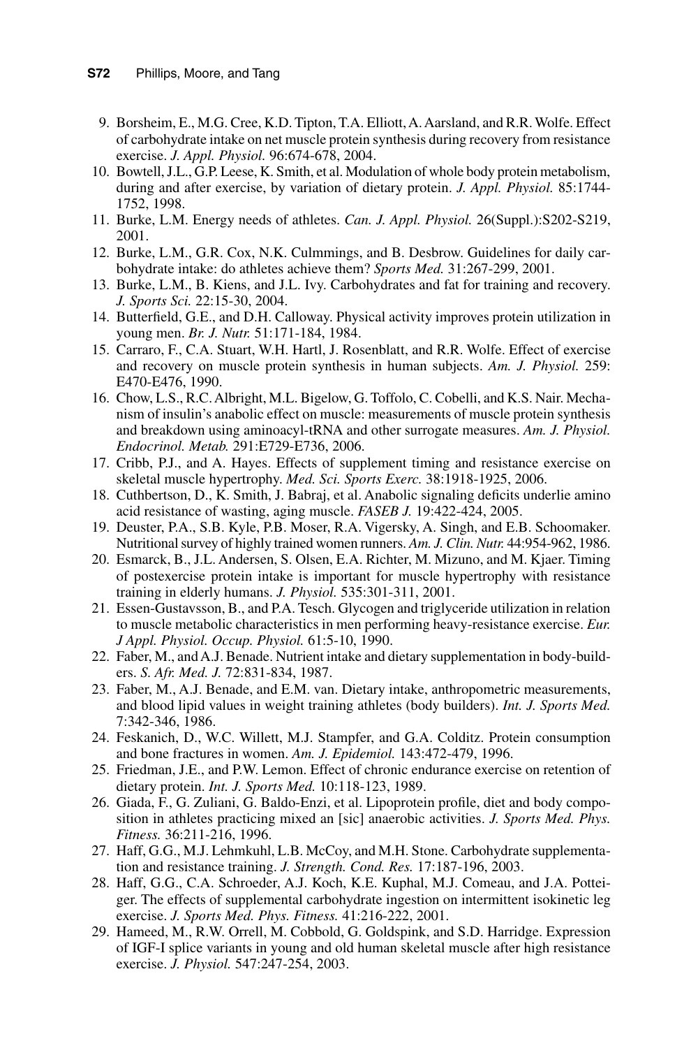9. Borsheim, E., M.G. Cree, K.D. Tipton, T.A. Elliott, A. Aarsland, and R.R. Wolfe. Effect of carbohydrate intake on net muscle protein synthesis during recovery from resistance exercise. *J. Appl. Physiol.* 96:674-678, 2004.
10. Bowtell, J.L., G.P. Leese, K. Smith, et al. Modulation of whole body protein metabolism, during and after exercise, by variation of dietary protein. *J. Appl. Physiol.* 85:1744-1752, 1998.
11. Burke, L.M. Energy needs of athletes. *Can. J. Appl. Physiol.* 26(Suppl.):S202-S219, 2001.
12. Burke, L.M., G.R. Cox, N.K. Culmmings, and B. Desbrow. Guidelines for daily carbohydrate intake: do athletes achieve them? *Sports Med.* 31:267-299, 2001.
13. Burke, L.M., B. Kiens, and J.L. Ivy. Carbohydrates and fat for training and recovery. *J. Sports Sci.* 22:15-30, 2004.
14. Butterfield, G.E., and D.H. Calloway. Physical activity improves protein utilization in young men. *Br. J. Nutr.* 51:171-184, 1984.
15. Carraro, F., C.A. Stuart, W.H. Hartl, J. Rosenblatt, and R.R. Wolfe. Effect of exercise and recovery on muscle protein synthesis in human subjects. *Am. J. Physiol.* 259: E470-E476, 1990.
16. Chow, L.S., R.C. Albright, M.L. Bigelow, G. Toffolo, C. Cobelli, and K.S. Nair. Mechanism of insulin's anabolic effect on muscle: measurements of muscle protein synthesis and breakdown using aminoacyl-tRNA and other surrogate measures. *Am. J. Physiol. Endocrinol. Metab.* 291:E729-E736, 2006.
17. Cribb, P.J., and A. Hayes. Effects of supplement timing and resistance exercise on skeletal muscle hypertrophy. *Med. Sci. Sports Exerc.* 38:1918-1925, 2006.
18. Cuthbertson, D., K. Smith, J. Babraj, et al. Anabolic signaling deficits underlie amino acid resistance of wasting, aging muscle. *FASEB J.* 19:422-424, 2005.
19. Deuster, P.A., S.B. Kyle, P.B. Moser, R.A. Vigersky, A. Singh, and E.B. Schoomaker. Nutritional survey of highly trained women runners. *Am. J. Clin. Nutr.* 44:954-962, 1986.
20. Esmarck, B., J.L. Andersen, S. Olsen, E.A. Richter, M. Mizuno, and M. Kjaer. Timing of postexercise protein intake is important for muscle hypertrophy with resistance training in elderly humans. *J. Physiol.* 535:301-311, 2001.
21. Essen-Gustavsson, B., and P.A. Tesch. Glycogen and triglyceride utilization in relation to muscle metabolic characteristics in men performing heavy-resistance exercise. *Eur. J Appl. Physiol. Occup. Physiol.* 61:5-10, 1990.
22. Faber, M., and A.J. Benade. Nutrient intake and dietary supplementation in body-builders. *S. Afr. Med. J.* 72:831-834, 1987.
23. Faber, M., A.J. Benade, and E.M. van. Dietary intake, anthropometric measurements, and blood lipid values in weight training athletes (body builders). *Int. J. Sports Med.* 7:342-346, 1986.
24. Feskanich, D., W.C. Willett, M.J. Stampfer, and G.A. Colditz. Protein consumption and bone fractures in women. *Am. J. Epidemiol.* 143:472-479, 1996.
25. Friedman, J.E., and P.W. Lemon. Effect of chronic endurance exercise on retention of dietary protein. *Int. J. Sports Med.* 10:118-123, 1989.
26. Giada, F., G. Zuliani, G. Baldo-Enzi, et al. Lipoprotein profile, diet and body composition in athletes practicing mixed an [sic] anaerobic activities. *J. Sports Med. Phys. Fitness.* 36:211-216, 1996.
27. Haff, G.G., M.J. Lehmkuhl, L.B. McCoy, and M.H. Stone. Carbohydrate supplementation and resistance training. *J. Strength. Cond. Res.* 17:187-196, 2003.
28. Haff, G.G., C.A. Schroeder, A.J. Koch, K.E. Kuphal, M.J. Comeau, and J.A. Potteiger. The effects of supplemental carbohydrate ingestion on intermittent isokinetic leg exercise. *J. Sports Med. Phys. Fitness.* 41:216-222, 2001.
29. Hameed, M., R.W. Orrell, M. Cobbold, G. Goldspink, and S.D. Harridge. Expression of IGF-I splice variants in young and old human skeletal muscle after high resistance exercise. *J. Physiol.* 547:247-254, 2003.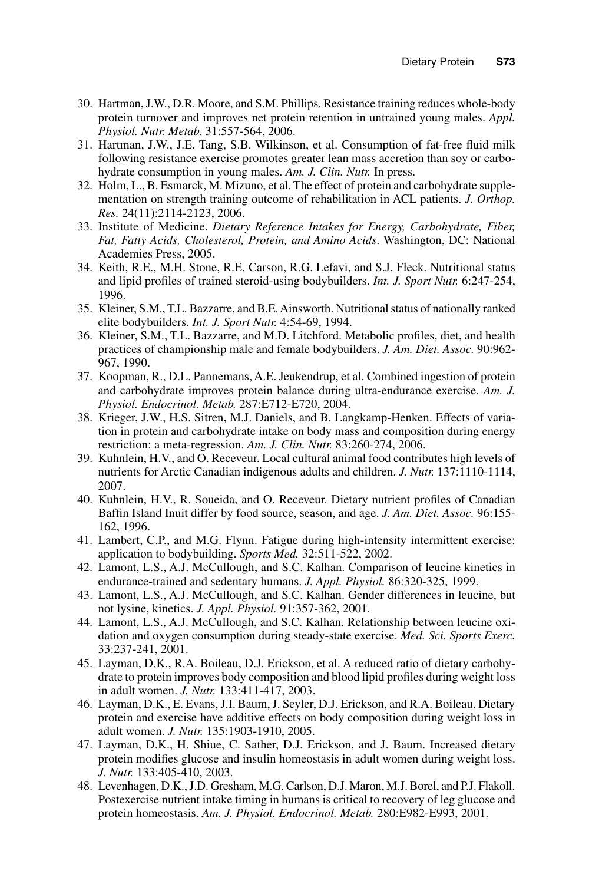30. Hartman, J.W., D.R. Moore, and S.M. Phillips. Resistance training reduces whole-body protein turnover and improves net protein retention in untrained young males. *Appl. Physiol. Nutr. Metab.* 31:557-564, 2006.
31. Hartman, J.W., J.E. Tang, S.B. Wilkinson, et al. Consumption of fat-free fluid milk following resistance exercise promotes greater lean mass accretion than soy or carbohydrate consumption in young males. *Am. J. Clin. Nutr.* In press.
32. Holm, L., B. Esmarck, M. Mizuno, et al. The effect of protein and carbohydrate supplementation on strength training outcome of rehabilitation in ACL patients. *J. Orthop. Res.* 24(11):2114-2123, 2006.
33. Institute of Medicine. *Dietary Reference Intakes for Energy, Carbohydrate, Fiber, Fat, Fatty Acids, Cholesterol, Protein, and Amino Acids*. Washington, DC: National Academies Press, 2005.
34. Keith, R.E., M.H. Stone, R.E. Carson, R.G. Lefavi, and S.J. Fleck. Nutritional status and lipid profiles of trained steroid-using bodybuilders. *Int. J. Sport Nutr.* 6:247-254, 1996.
35. Kleiner, S.M., T.L. Bazzarre, and B.E. Ainsworth. Nutritional status of nationally ranked elite bodybuilders. *Int. J. Sport Nutr.* 4:54-69, 1994.
36. Kleiner, S.M., T.L. Bazzarre, and M.D. Litchford. Metabolic profiles, diet, and health practices of championship male and female bodybuilders. *J. Am. Diet. Assoc.* 90:962-967, 1990.
37. Koopman, R., D.L. Pannemans, A.E. Jeukendrup, et al. Combined ingestion of protein and carbohydrate improves protein balance during ultra-endurance exercise. *Am. J. Physiol. Endocrinol. Metab.* 287:E712-E720, 2004.
38. Krieger, J.W., H.S. Sitren, M.J. Daniels, and B. Langkamp-Henken. Effects of variation in protein and carbohydrate intake on body mass and composition during energy restriction: a meta-regression. *Am. J. Clin. Nutr.* 83:260-274, 2006.
39. Kuhnlein, H.V., and O. Receveur. Local cultural animal food contributes high levels of nutrients for Arctic Canadian indigenous adults and children. *J. Nutr.* 137:1110-1114, 2007.
40. Kuhnlein, H.V., R. Soueida, and O. Receveur. Dietary nutrient profiles of Canadian Baffin Island Inuit differ by food source, season, and age. *J. Am. Diet. Assoc.* 96:155-162, 1996.
41. Lambert, C.P., and M.G. Flynn. Fatigue during high-intensity intermittent exercise: application to bodybuilding. *Sports Med.* 32:511-522, 2002.
42. Lamont, L.S., A.J. McCullough, and S.C. Kalhan. Comparison of leucine kinetics in endurance-trained and sedentary humans. *J. Appl. Physiol.* 86:320-325, 1999.
43. Lamont, L.S., A.J. McCullough, and S.C. Kalhan. Gender differences in leucine, but not lysine, kinetics. *J. Appl. Physiol.* 91:357-362, 2001.
44. Lamont, L.S., A.J. McCullough, and S.C. Kalhan. Relationship between leucine oxidation and oxygen consumption during steady-state exercise. *Med. Sci. Sports Exerc.* 33:237-241, 2001.
45. Layman, D.K., R.A. Boileau, D.J. Erickson, et al. A reduced ratio of dietary carbohydrate to protein improves body composition and blood lipid profiles during weight loss in adult women. *J. Nutr.* 133:411-417, 2003.
46. Layman, D.K., E. Evans, J.I. Baum, J. Seyler, D.J. Erickson, and R.A. Boileau. Dietary protein and exercise have additive effects on body composition during weight loss in adult women. *J. Nutr.* 135:1903-1910, 2005.
47. Layman, D.K., H. Shiue, C. Sather, D.J. Erickson, and J. Baum. Increased dietary protein modifies glucose and insulin homeostasis in adult women during weight loss. *J. Nutr.* 133:405-410, 2003.
48. Levenhagen, D.K., J.D. Gresham, M.G. Carlson, D.J. Maron, M.J. Borel, and P.J. Flakoll. Postexercise nutrient intake timing in humans is critical to recovery of leg glucose and protein homeostasis. *Am. J. Physiol. Endocrinol. Metab.* 280:E982-E993, 2001.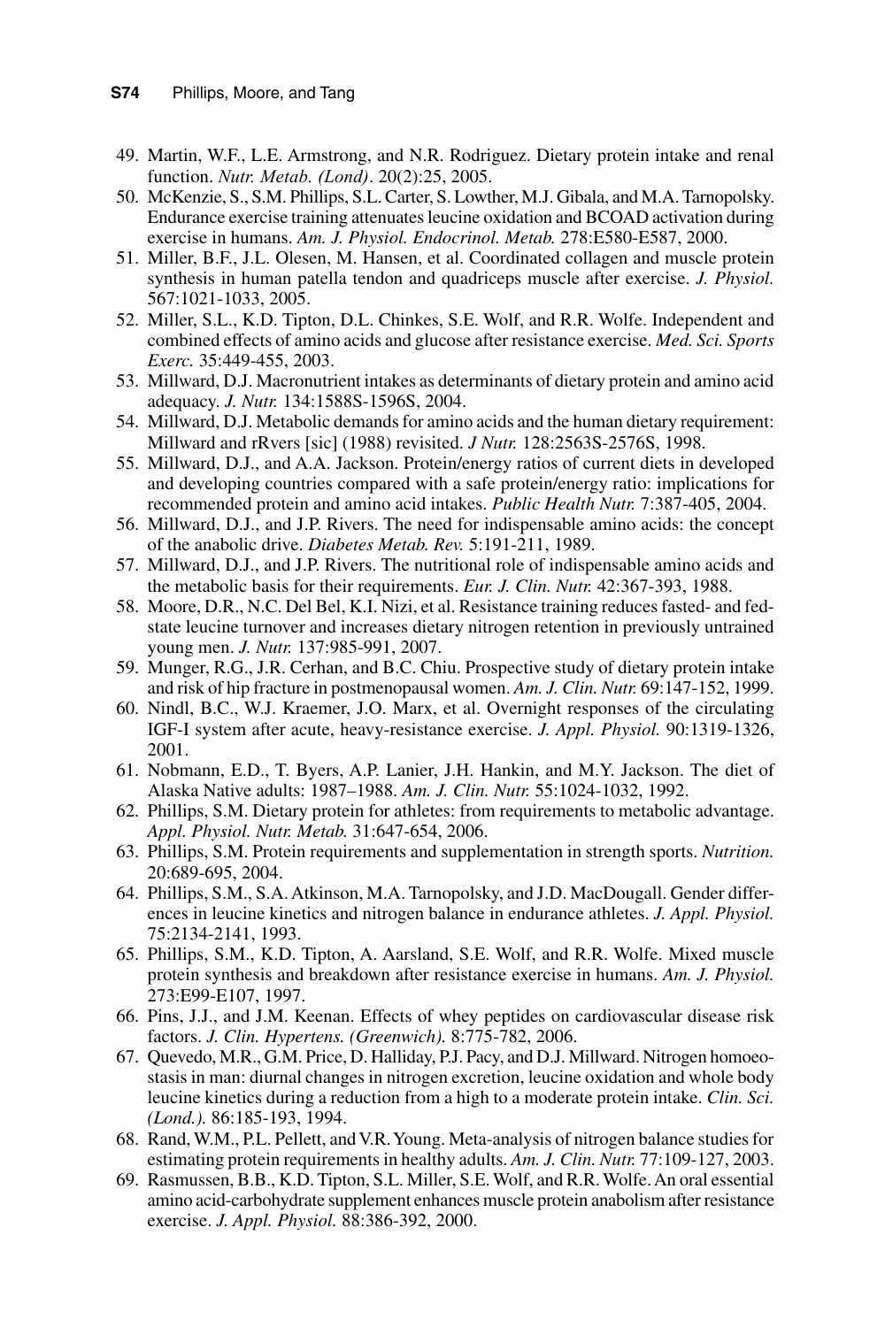49. Martin, W.F., L.E. Armstrong, and N.R. Rodriguez. Dietary protein intake and renal function. *Nutr. Metab. (Lond)*. 20(2):25, 2005.
50. McKenzie, S., S.M. Phillips, S.L. Carter, S. Lowther, M.J. Gibala, and M.A. Tarnopolsky. Endurance exercise training attenuates leucine oxidation and BCOAD activation during exercise in humans. *Am. J. Physiol. Endocrinol. Metab.* 278:E580-E587, 2000.
51. Miller, B.F., J.L. Olesen, M. Hansen, et al. Coordinated collagen and muscle protein synthesis in human patella tendon and quadriceps muscle after exercise. *J. Physiol.* 567:1021-1033, 2005.
52. Miller, S.L., K.D. Tipton, D.L. Chinkes, S.E. Wolf, and R.R. Wolfe. Independent and combined effects of amino acids and glucose after resistance exercise. *Med. Sci. Sports Exerc.* 35:449-455, 2003.
53. Millward, D.J. Macronutrient intakes as determinants of dietary protein and amino acid adequacy. *J. Nutr.* 134:1588S-1596S, 2004.
54. Millward, D.J. Metabolic demands for amino acids and the human dietary requirement: Millward and rRvers [sic] (1988) revisited. *J Nutr.* 128:2563S-2576S, 1998.
55. Millward, D.J., and A.A. Jackson. Protein/energy ratios of current diets in developed and developing countries compared with a safe protein/energy ratio: implications for recommended protein and amino acid intakes. *Public Health Nutr.* 7:387-405, 2004.
56. Millward, D.J., and J.P. Rivers. The need for indispensable amino acids: the concept of the anabolic drive. *Diabetes Metab. Rev.* 5:191-211, 1989.
57. Millward, D.J., and J.P. Rivers. The nutritional role of indispensable amino acids and the metabolic basis for their requirements. *Eur. J. Clin. Nutr.* 42:367-393, 1988.
58. Moore, D.R., N.C. Del Bel, K.I. Nizi, et al. Resistance training reduces fasted- and fed-state leucine turnover and increases dietary nitrogen retention in previously untrained young men. *J. Nutr.* 137:985-991, 2007.
59. Munger, R.G., J.R. Cerhan, and B.C. Chiu. Prospective study of dietary protein intake and risk of hip fracture in postmenopausal women. *Am. J. Clin. Nutr.* 69:147-152, 1999.
60. Nindl, B.C., W.J. Kraemer, J.O. Marx, et al. Overnight responses of the circulating IGF-I system after acute, heavy-resistance exercise. *J. Appl. Physiol.* 90:1319-1326, 2001.
61. Nobmann, E.D., T. Byers, A.P. Lanier, J.H. Hankin, and M.Y. Jackson. The diet of Alaska Native adults: 1987–1988. *Am. J. Clin. Nutr.* 55:1024-1032, 1992.
62. Phillips, S.M. Dietary protein for athletes: from requirements to metabolic advantage. *Appl. Physiol. Nutr. Metab.* 31:647-654, 2006.
63. Phillips, S.M. Protein requirements and supplementation in strength sports. *Nutrition.* 20:689-695, 2004.
64. Phillips, S.M., S.A. Atkinson, M.A. Tarnopolsky, and J.D. MacDougall. Gender differences in leucine kinetics and nitrogen balance in endurance athletes. *J. Appl. Physiol.* 75:2134-2141, 1993.
65. Phillips, S.M., K.D. Tipton, A. Aarsland, S.E. Wolf, and R.R. Wolfe. Mixed muscle protein synthesis and breakdown after resistance exercise in humans. *Am. J. Physiol.* 273:E99-E107, 1997.
66. Pins, J.J., and J.M. Keenan. Effects of whey peptides on cardiovascular disease risk factors. *J. Clin. Hypertens. (Greenwich).* 8:775-782, 2006.
67. Quevedo, M.R., G.M. Price, D. Halliday, P.J. Pacy, and D.J. Millward. Nitrogen homoeostasis in man: diurnal changes in nitrogen excretion, leucine oxidation and whole body leucine kinetics during a reduction from a high to a moderate protein intake. *Clin. Sci. (Lond.).* 86:185-193, 1994.
68. Rand, W.M., P.L. Pellett, and V.R. Young. Meta-analysis of nitrogen balance studies for estimating protein requirements in healthy adults. *Am. J. Clin. Nutr.* 77:109-127, 2003.
69. Rasmussen, B.B., K.D. Tipton, S.L. Miller, S.E. Wolf, and R.R. Wolfe. An oral essential amino acid-carbohydrate supplement enhances muscle protein anabolism after resistance exercise. *J. Appl. Physiol.* 88:386-392, 2000.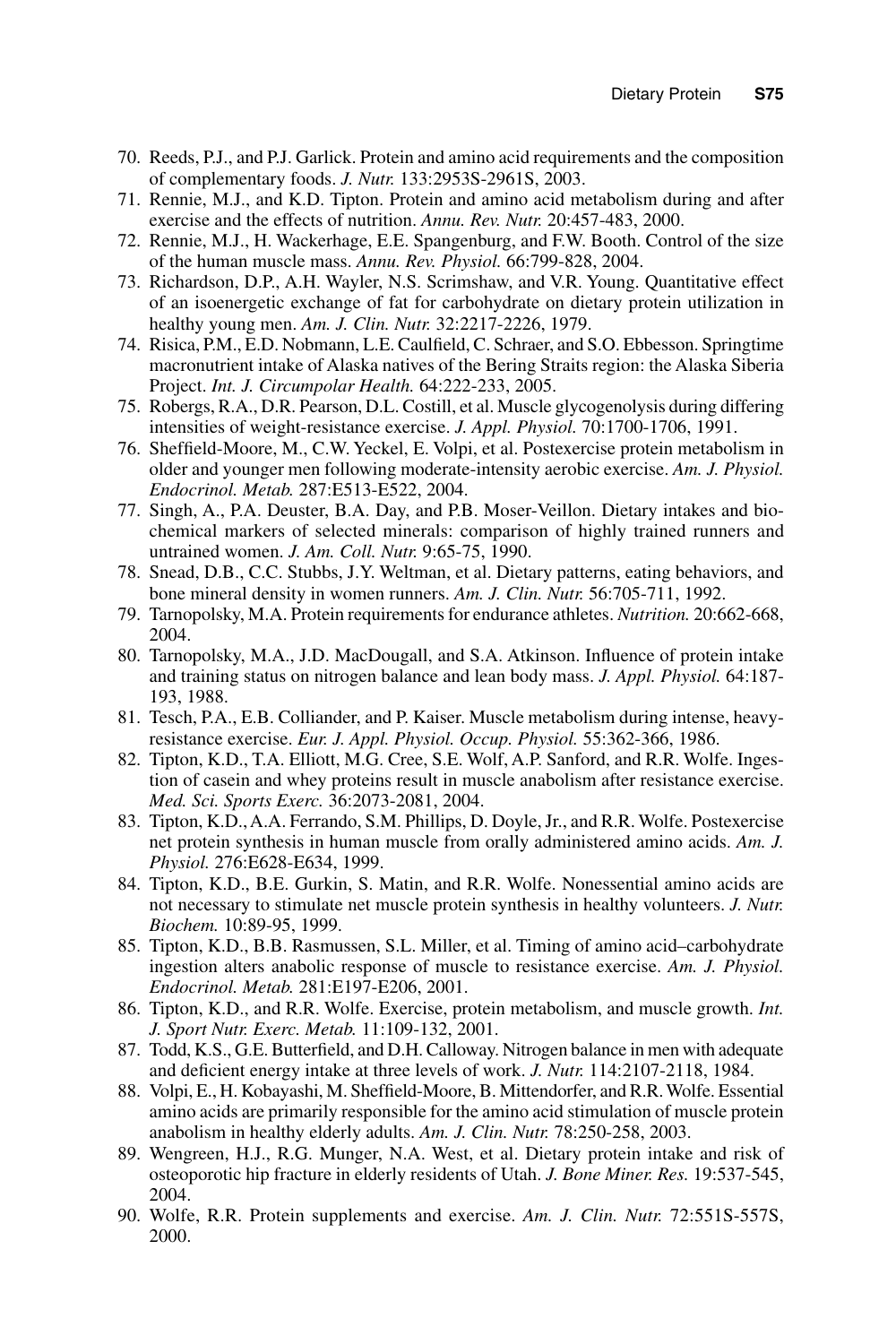70. Reeds, P.J., and P.J. Garlick. Protein and amino acid requirements and the composition of complementary foods. *J. Nutr.* 133:2953S-2961S, 2003.
71. Rennie, M.J., and K.D. Tipton. Protein and amino acid metabolism during and after exercise and the effects of nutrition. *Annu. Rev. Nutr.* 20:457-483, 2000.
72. Rennie, M.J., H. Wackerhage, E.E. Spangenburg, and F.W. Booth. Control of the size of the human muscle mass. *Annu. Rev. Physiol.* 66:799-828, 2004.
73. Richardson, D.P., A.H. Wayler, N.S. Scrimshaw, and V.R. Young. Quantitative effect of an isoenergetic exchange of fat for carbohydrate on dietary protein utilization in healthy young men. *Am. J. Clin. Nutr.* 32:2217-2226, 1979.
74. Risica, P.M., E.D. Nobmann, L.E. Caulfield, C. Schraer, and S.O. Ebbesson. Springtime macronutrient intake of Alaska natives of the Bering Straits region: the Alaska Siberia Project. *Int. J. Circumpolar Health.* 64:222-233, 2005.
75. Robergs, R.A., D.R. Pearson, D.L. Costill, et al. Muscle glycogenolysis during differing intensities of weight-resistance exercise. *J. Appl. Physiol.* 70:1700-1706, 1991.
76. Sheffield-Moore, M., C.W. Yeckel, E. Volpi, et al. Postexercise protein metabolism in older and younger men following moderate-intensity aerobic exercise. *Am. J. Physiol. Endocrinol. Metab.* 287:E513-E522, 2004.
77. Singh, A., P.A. Deuster, B.A. Day, and P.B. Moser-Veillon. Dietary intakes and biochemical markers of selected minerals: comparison of highly trained runners and untrained women. *J. Am. Coll. Nutr.* 9:65-75, 1990.
78. Snead, D.B., C.C. Stubbs, J.Y. Weltman, et al. Dietary patterns, eating behaviors, and bone mineral density in women runners. *Am. J. Clin. Nutr.* 56:705-711, 1992.
79. Tarnopolsky, M.A. Protein requirements for endurance athletes. *Nutrition.* 20:662-668, 2004.
80. Tarnopolsky, M.A., J.D. MacDougall, and S.A. Atkinson. Influence of protein intake and training status on nitrogen balance and lean body mass. *J. Appl. Physiol.* 64:187-193, 1988.
81. Tesch, P.A., E.B. Colliander, and P. Kaiser. Muscle metabolism during intense, heavy-resistance exercise. *Eur. J. Appl. Physiol. Occup. Physiol.* 55:362-366, 1986.
82. Tipton, K.D., T.A. Elliott, M.G. Cree, S.E. Wolf, A.P. Sanford, and R.R. Wolfe. Ingestion of casein and whey proteins result in muscle anabolism after resistance exercise. *Med. Sci. Sports Exerc.* 36:2073-2081, 2004.
83. Tipton, K.D., A.A. Ferrando, S.M. Phillips, D. Doyle, Jr., and R.R. Wolfe. Postexercise net protein synthesis in human muscle from orally administered amino acids. *Am. J. Physiol.* 276:E628-E634, 1999.
84. Tipton, K.D., B.E. Gurkin, S. Matin, and R.R. Wolfe. Nonessential amino acids are not necessary to stimulate net muscle protein synthesis in healthy volunteers. *J. Nutr. Biochem.* 10:89-95, 1999.
85. Tipton, K.D., B.B. Rasmussen, S.L. Miller, et al. Timing of amino acid–carbohydrate ingestion alters anabolic response of muscle to resistance exercise. *Am. J. Physiol. Endocrinol. Metab.* 281:E197-E206, 2001.
86. Tipton, K.D., and R.R. Wolfe. Exercise, protein metabolism, and muscle growth. *Int. J. Sport Nutr. Exerc. Metab.* 11:109-132, 2001.
87. Todd, K.S., G.E. Butterfield, and D.H. Calloway. Nitrogen balance in men with adequate and deficient energy intake at three levels of work. *J. Nutr.* 114:2107-2118, 1984.
88. Volpi, E., H. Kobayashi, M. Sheffield-Moore, B. Mittendorfer, and R.R. Wolfe. Essential amino acids are primarily responsible for the amino acid stimulation of muscle protein anabolism in healthy elderly adults. *Am. J. Clin. Nutr.* 78:250-258, 2003.
89. Wengreen, H.J., R.G. Munger, N.A. West, et al. Dietary protein intake and risk of osteoporotic hip fracture in elderly residents of Utah. *J. Bone Miner. Res.* 19:537-545, 2004.
90. Wolfe, R.R. Protein supplements and exercise. *Am. J. Clin. Nutr.* 72:551S-557S, 2000.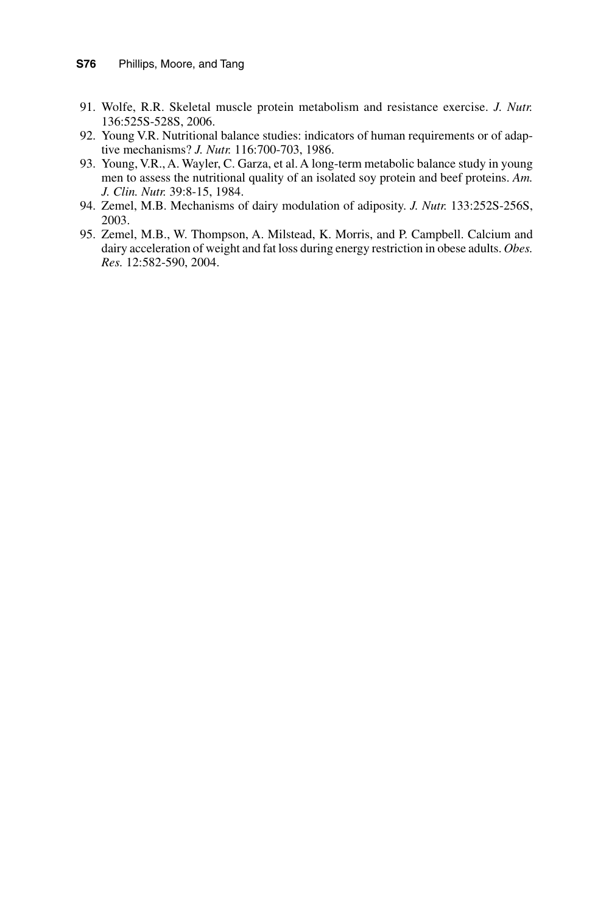91. Wolfe, R.R. Skeletal muscle protein metabolism and resistance exercise. *J. Nutr.* 136:525S-528S, 2006.
92. Young V.R. Nutritional balance studies: indicators of human requirements or of adaptive mechanisms? *J. Nutr.* 116:700-703, 1986.
93. Young, V.R., A. Wayler, C. Garza, et al. A long-term metabolic balance study in young men to assess the nutritional quality of an isolated soy protein and beef proteins. *Am. J. Clin. Nutr.* 39:8-15, 1984.
94. Zemel, M.B. Mechanisms of dairy modulation of adiposity. *J. Nutr.* 133:252S-256S, 2003.
95. Zemel, M.B., W. Thompson, A. Milstead, K. Morris, and P. Campbell. Calcium and dairy acceleration of weight and fat loss during energy restriction in obese adults. *Obes. Res.* 12:582-590, 2004.